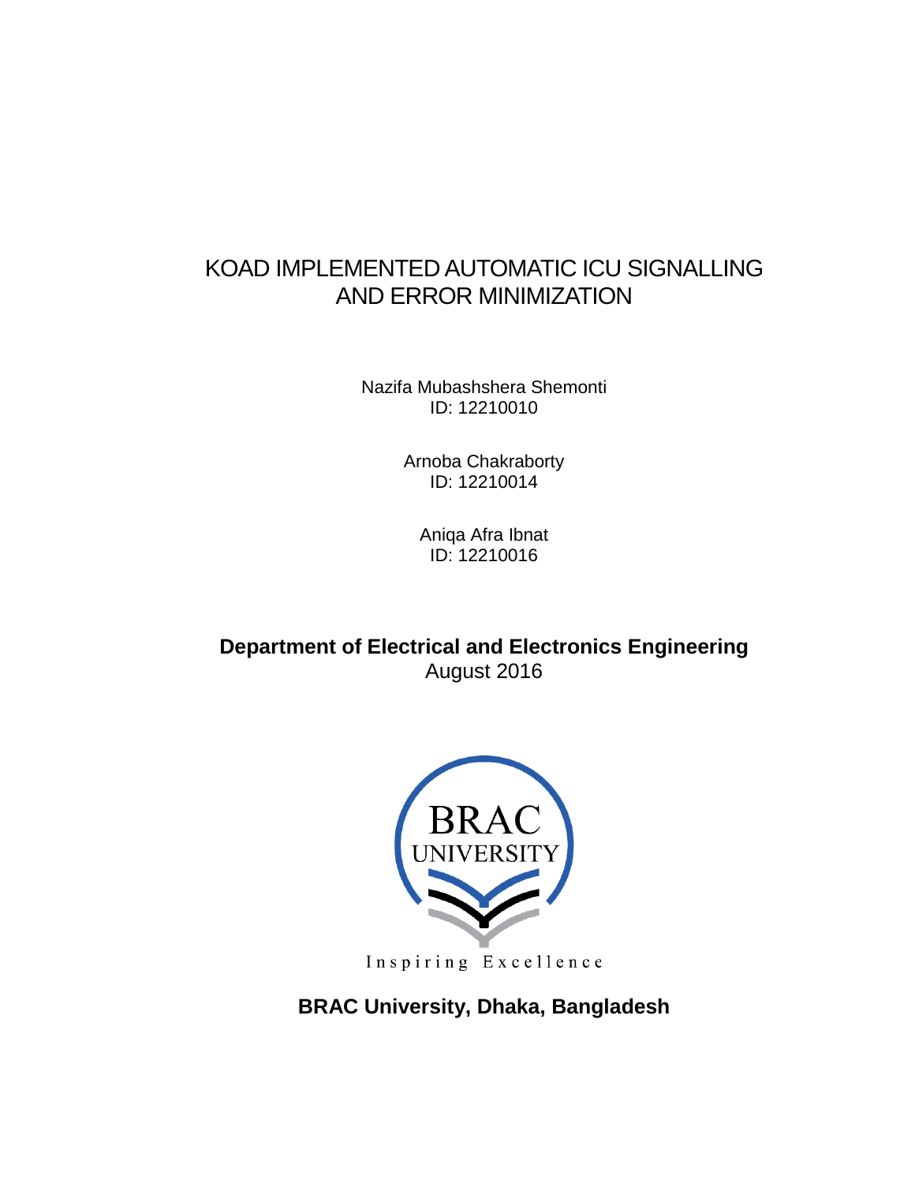# KOAD IMPLEMENTED AUTOMATIC ICU SIGNALLING AND ERROR MINIMIZATION

Nazifa Mubashshera Shemonti
ID: 12210010

Arnoba Chakraborty
ID: 12210014

Aniqa Afra Ibnat
ID: 12210016

**Department of Electrical and Electronics Engineering**
August 2016

BRAC UNIVERSITY

Inspiring Excellence

**BRAC University, Dhaka, Bangladesh**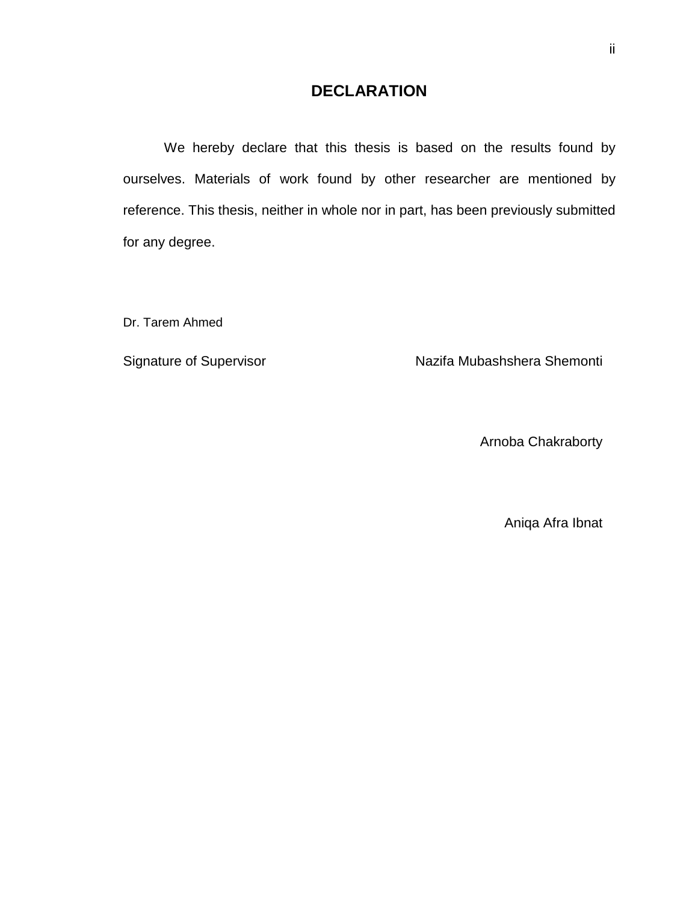# DECLARATION

We hereby declare that this thesis is based on the results found by ourselves. Materials of work found by other researcher are mentioned by reference. This thesis, neither in whole nor in part, has been previously submitted for any degree.

Dr. Tarem Ahmed

Signature of Supervisor

Nazifa Mubashshera Shemonti

Arnoba Chakraborty

Aniqa Afra Ibnat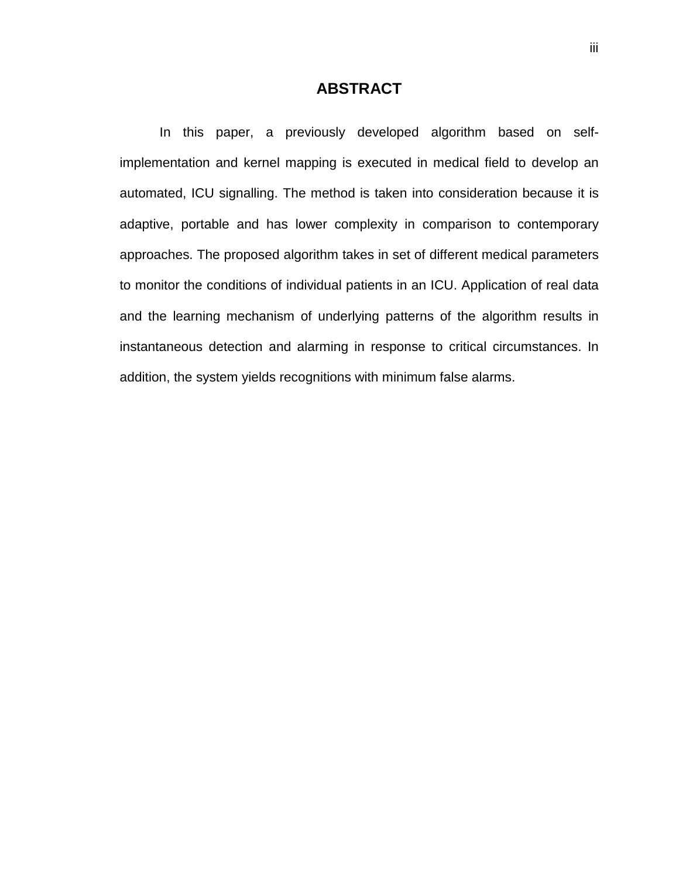# ABSTRACT

In this paper, a previously developed algorithm based on self-implementation and kernel mapping is executed in medical field to develop an automated, ICU signalling. The method is taken into consideration because it is adaptive, portable and has lower complexity in comparison to contemporary approaches. The proposed algorithm takes in set of different medical parameters to monitor the conditions of individual patients in an ICU. Application of real data and the learning mechanism of underlying patterns of the algorithm results in instantaneous detection and alarming in response to critical circumstances. In addition, the system yields recognitions with minimum false alarms.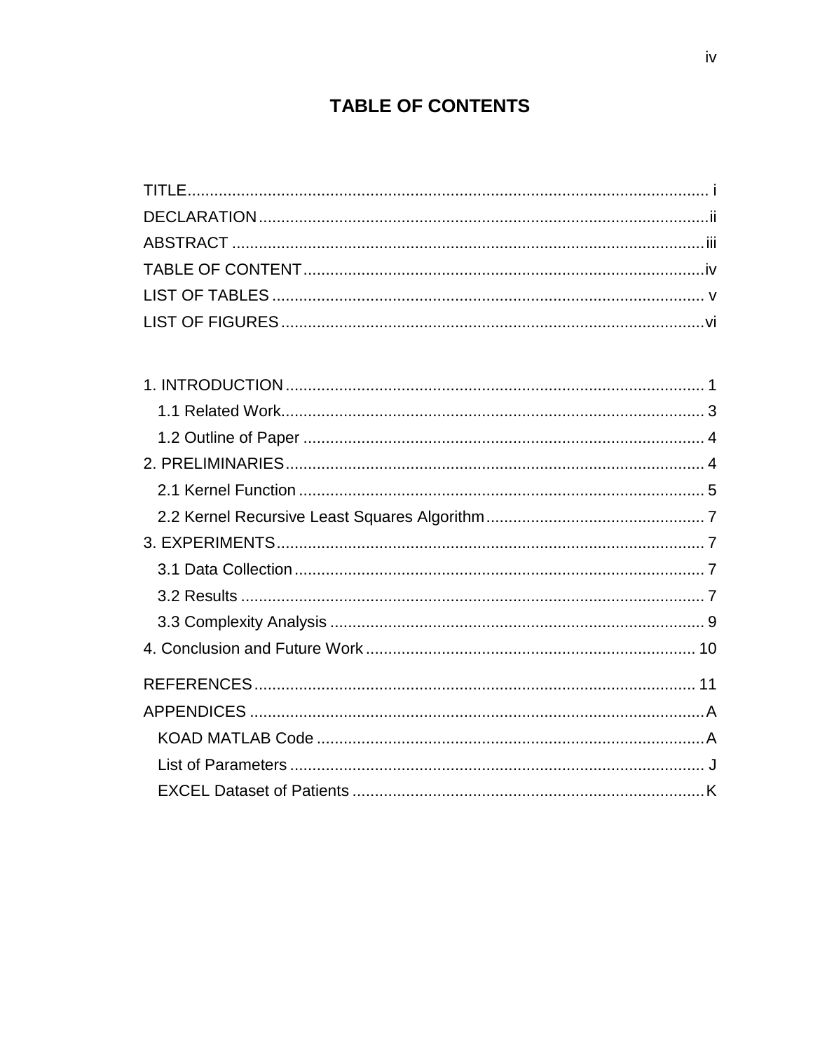# TABLE OF CONTENTS

TITLE ..... i
DECLARATION ..... ii
ABSTRACT ..... iii
TABLE OF CONTENT ..... iv
LIST OF TABLES ..... v
LIST OF FIGURES ..... vi

1. INTRODUCTION ..... 1
   1.1 Related Work ..... 3
   1.2 Outline of Paper ..... 4
2. PRELIMINARIES ..... 4
   2.1 Kernel Function ..... 5
   2.2 Kernel Recursive Least Squares Algorithm ..... 7
3. EXPERIMENTS ..... 7
   3.1 Data Collection ..... 7
   3.2 Results ..... 7
   3.3 Complexity Analysis ..... 9
4. Conclusion and Future Work ..... 10

REFERENCES ..... 11
APPENDICES ..... A
   KOAD MATLAB Code ..... A
   List of Parameters ..... J
   EXCEL Dataset of Patients ..... K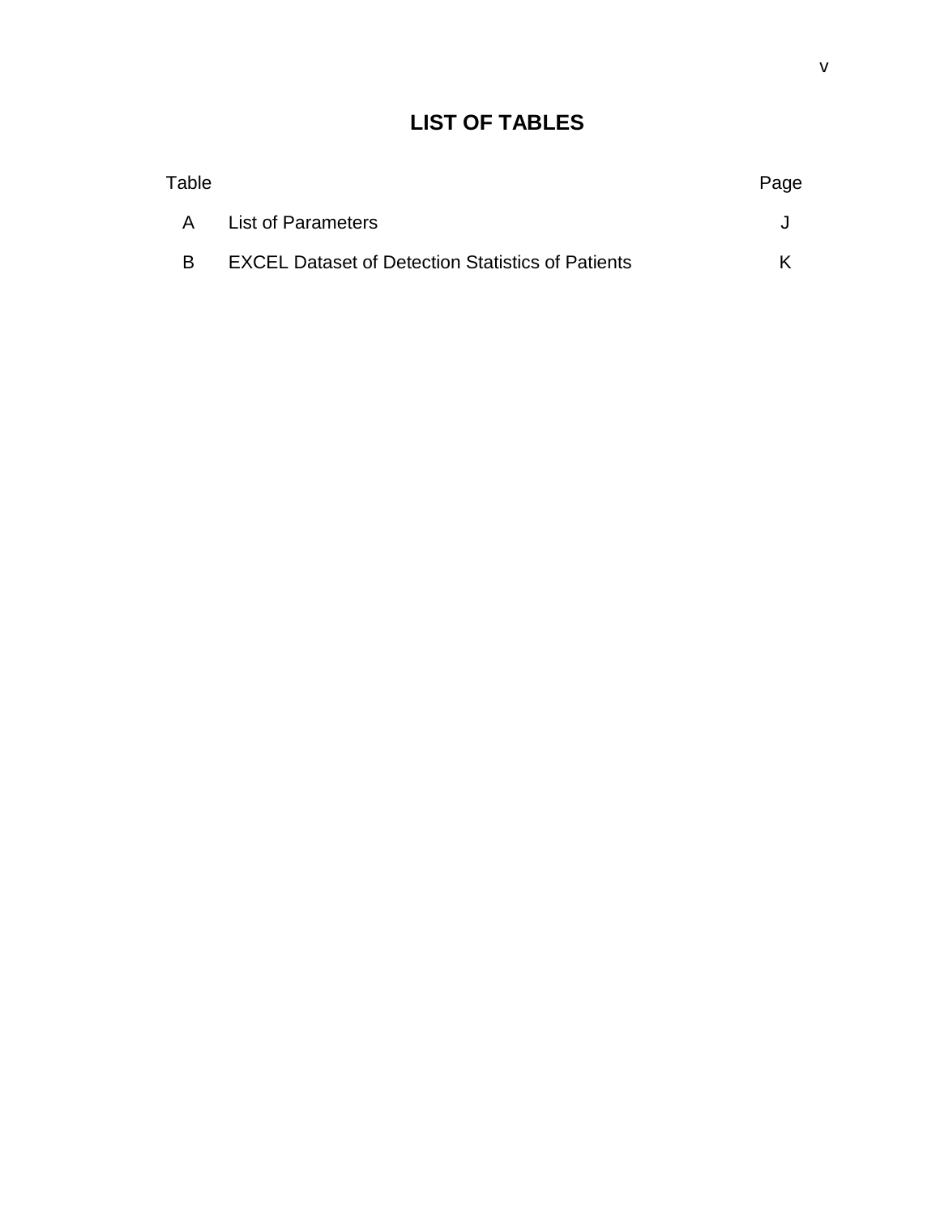# LIST OF TABLES

| Table | | Page |
|---|---|---|
| A | List of Parameters | J |
| B | EXCEL Dataset of Detection Statistics of Patients | K |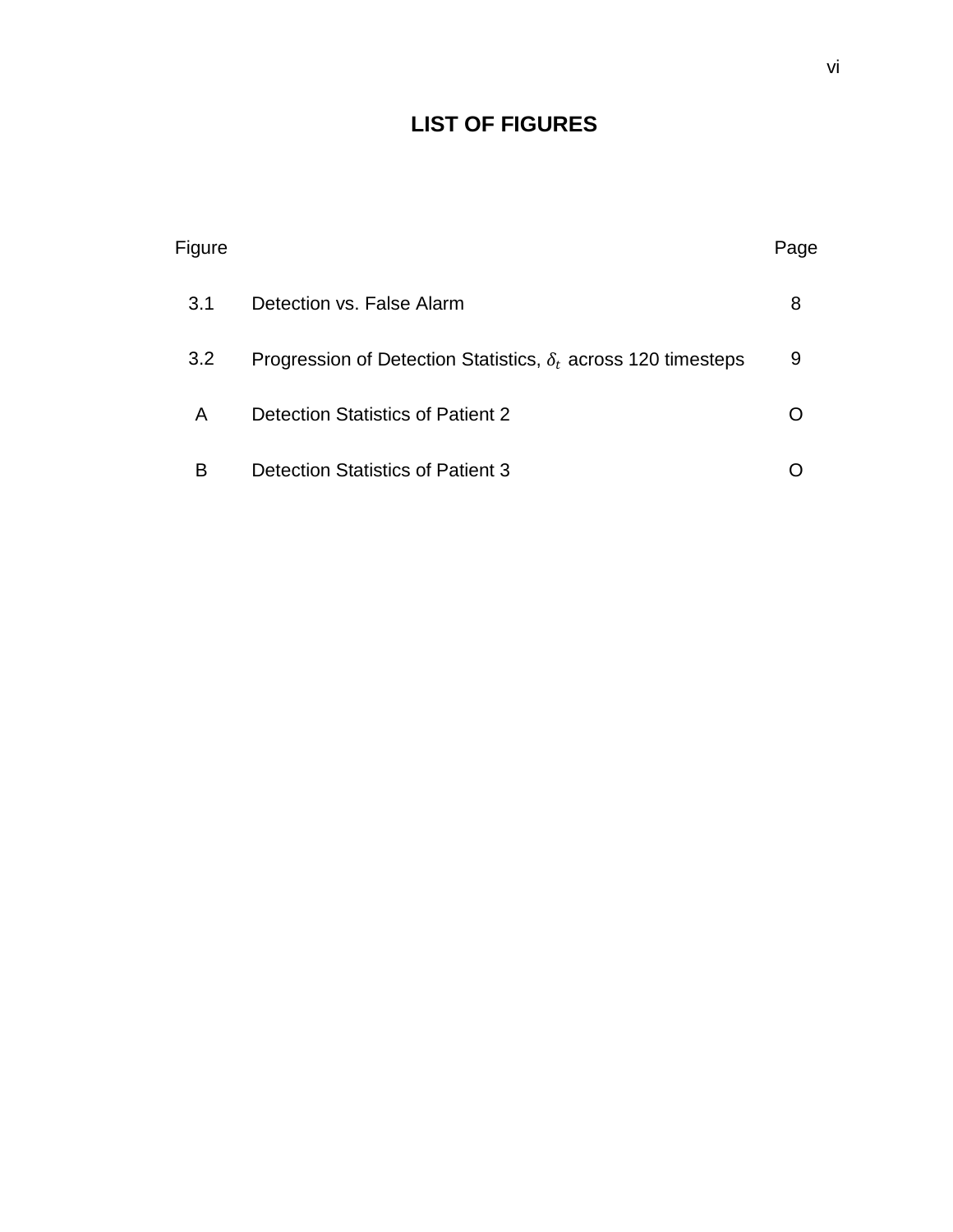# LIST OF FIGURES

| Figure | | Page |
|---|---|---|
| 3.1 | Detection vs. False Alarm | 8 |
| 3.2 | Progression of Detection Statistics, $\delta_t$ across 120 timesteps | 9 |
| A | Detection Statistics of Patient 2 | O |
| B | Detection Statistics of Patient 3 | O |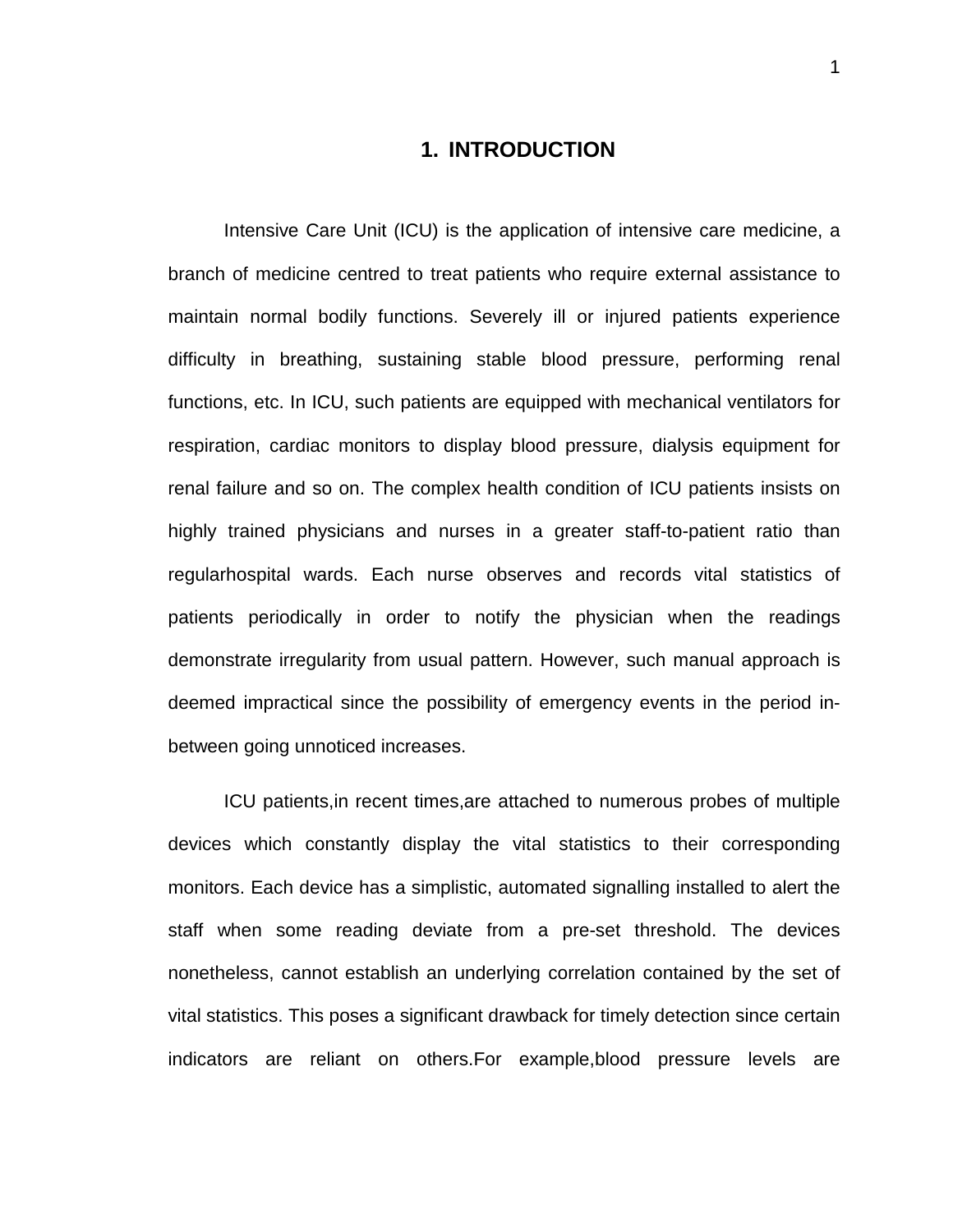# 1. INTRODUCTION

Intensive Care Unit (ICU) is the application of intensive care medicine, a branch of medicine centred to treat patients who require external assistance to maintain normal bodily functions. Severely ill or injured patients experience difficulty in breathing, sustaining stable blood pressure, performing renal functions, etc. In ICU, such patients are equipped with mechanical ventilators for respiration, cardiac monitors to display blood pressure, dialysis equipment for renal failure and so on. The complex health condition of ICU patients insists on highly trained physicians and nurses in a greater staff-to-patient ratio than regularhospital wards. Each nurse observes and records vital statistics of patients periodically in order to notify the physician when the readings demonstrate irregularity from usual pattern. However, such manual approach is deemed impractical since the possibility of emergency events in the period in-between going unnoticed increases.

ICU patients,in recent times,are attached to numerous probes of multiple devices which constantly display the vital statistics to their corresponding monitors. Each device has a simplistic, automated signalling installed to alert the staff when some reading deviate from a pre-set threshold. The devices nonetheless, cannot establish an underlying correlation contained by the set of vital statistics. This poses a significant drawback for timely detection since certain indicators are reliant on others.For example,blood pressure levels are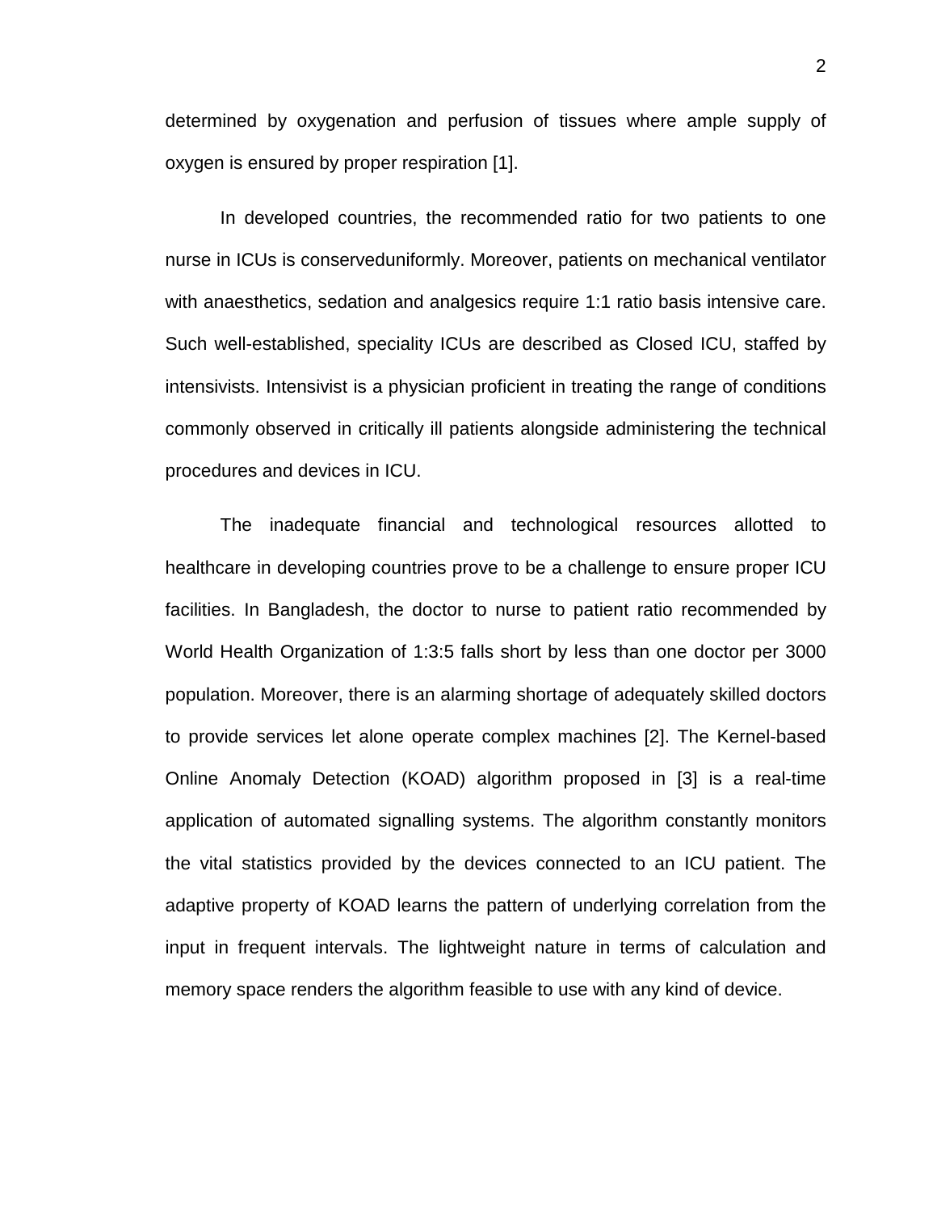determined by oxygenation and perfusion of tissues where ample supply of oxygen is ensured by proper respiration [1].

In developed countries, the recommended ratio for two patients to one nurse in ICUs is conserveduniformly. Moreover, patients on mechanical ventilator with anaesthetics, sedation and analgesics require 1:1 ratio basis intensive care. Such well-established, speciality ICUs are described as Closed ICU, staffed by intensivists. Intensivist is a physician proficient in treating the range of conditions commonly observed in critically ill patients alongside administering the technical procedures and devices in ICU.

The inadequate financial and technological resources allotted to healthcare in developing countries prove to be a challenge to ensure proper ICU facilities. In Bangladesh, the doctor to nurse to patient ratio recommended by World Health Organization of 1:3:5 falls short by less than one doctor per 3000 population. Moreover, there is an alarming shortage of adequately skilled doctors to provide services let alone operate complex machines [2]. The Kernel-based Online Anomaly Detection (KOAD) algorithm proposed in [3] is a real-time application of automated signalling systems. The algorithm constantly monitors the vital statistics provided by the devices connected to an ICU patient. The adaptive property of KOAD learns the pattern of underlying correlation from the input in frequent intervals. The lightweight nature in terms of calculation and memory space renders the algorithm feasible to use with any kind of device.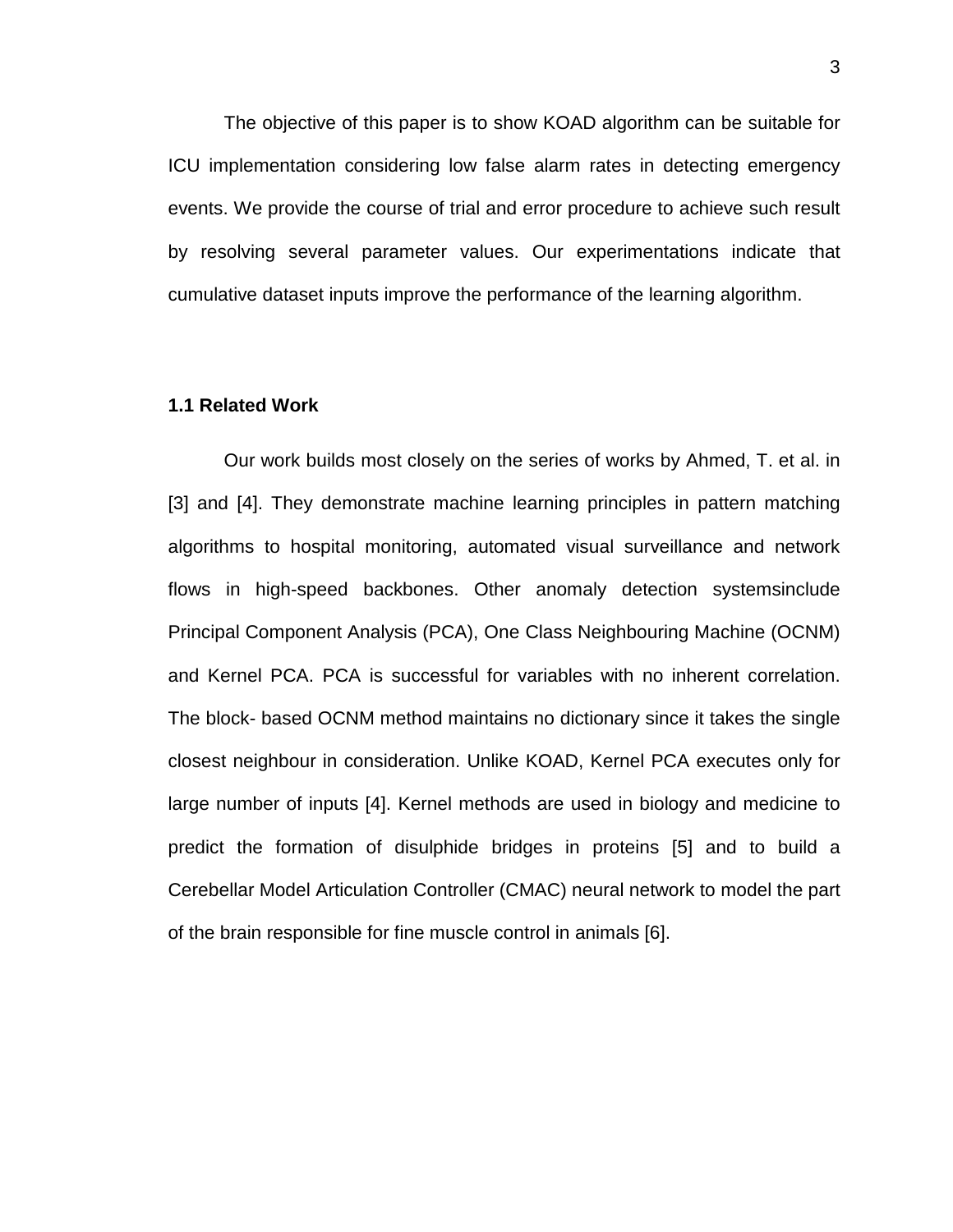The objective of this paper is to show KOAD algorithm can be suitable for ICU implementation considering low false alarm rates in detecting emergency events. We provide the course of trial and error procedure to achieve such result by resolving several parameter values. Our experimentations indicate that cumulative dataset inputs improve the performance of the learning algorithm.

### 1.1 Related Work

Our work builds most closely on the series of works by Ahmed, T. et al. in [3] and [4]. They demonstrate machine learning principles in pattern matching algorithms to hospital monitoring, automated visual surveillance and network flows in high-speed backbones. Other anomaly detection systemsinclude Principal Component Analysis (PCA), One Class Neighbouring Machine (OCNM) and Kernel PCA. PCA is successful for variables with no inherent correlation. The block- based OCNM method maintains no dictionary since it takes the single closest neighbour in consideration. Unlike KOAD, Kernel PCA executes only for large number of inputs [4]. Kernel methods are used in biology and medicine to predict the formation of disulphide bridges in proteins [5] and to build a Cerebellar Model Articulation Controller (CMAC) neural network to model the part of the brain responsible for fine muscle control in animals [6].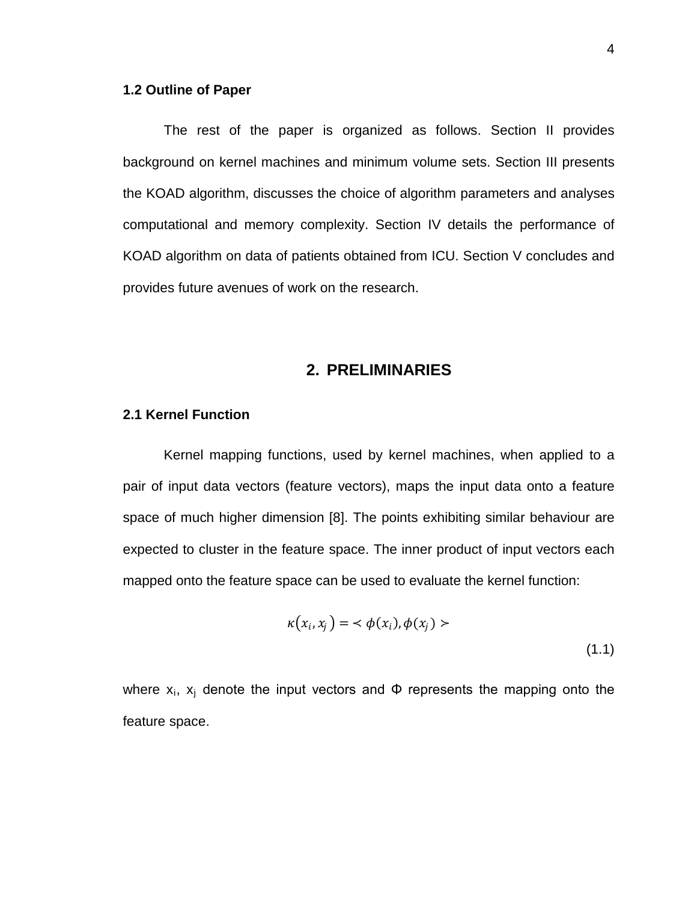### 1.2 Outline of Paper

The rest of the paper is organized as follows. Section II provides background on kernel machines and minimum volume sets. Section III presents the KOAD algorithm, discusses the choice of algorithm parameters and analyses computational and memory complexity. Section IV details the performance of KOAD algorithm on data of patients obtained from ICU. Section V concludes and provides future avenues of work on the research.

## 2. PRELIMINARIES

### 2.1 Kernel Function

Kernel mapping functions, used by kernel machines, when applied to a pair of input data vectors (feature vectors), maps the input data onto a feature space of much higher dimension [8]. The points exhibiting similar behaviour are expected to cluster in the feature space. The inner product of input vectors each mapped onto the feature space can be used to evaluate the kernel function:

$$\kappa\left(x_i, x_j\right) = \prec \phi(x_i), \phi(x_j) \succ \tag{1.1}$$

where $x_i$, $x_j$ denote the input vectors and $\Phi$ represents the mapping onto the feature space.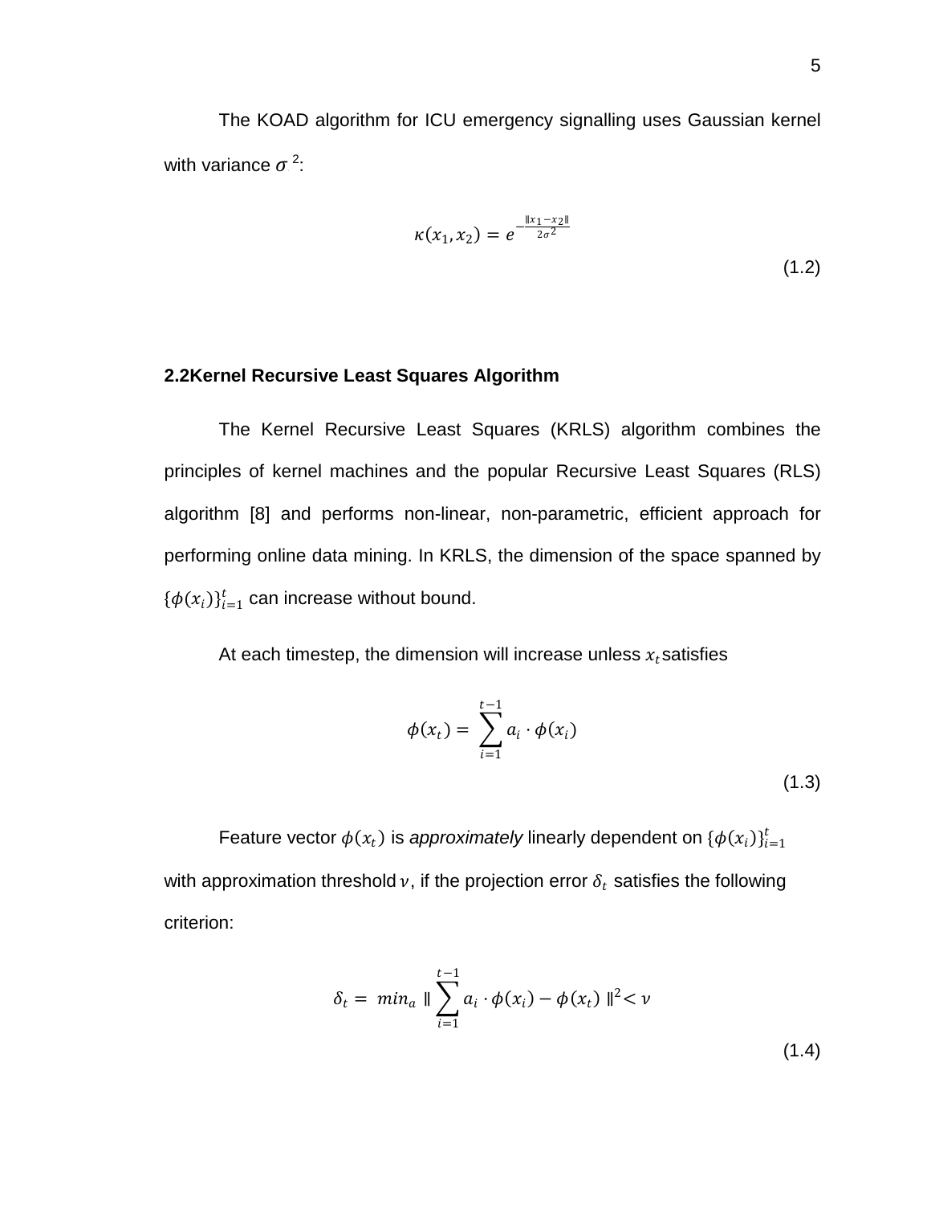The KOAD algorithm for ICU emergency signalling uses Gaussian kernel with variance $\sigma^2$:

$$\kappa(x_1, x_2) = e^{-\frac{\|x_1 - x_2\|}{2\sigma^2}} \tag{1.2}$$

## 2.2Kernel Recursive Least Squares Algorithm

The Kernel Recursive Least Squares (KRLS) algorithm combines the principles of kernel machines and the popular Recursive Least Squares (RLS) algorithm [8] and performs non-linear, non-parametric, efficient approach for performing online data mining. In KRLS, the dimension of the space spanned by $\{\phi(x_i)\}_{i=1}^{t}$ can increase without bound.

At each timestep, the dimension will increase unless $x_t$ satisfies

$$\phi(x_t) = \sum_{i=1}^{t-1} a_i \cdot \phi(x_i) \tag{1.3}$$

Feature vector $\phi(x_t)$ is *approximately* linearly dependent on $\{\phi(x_i)\}_{i=1}^{t}$ with approximation threshold $\nu$, if the projection error $\delta_t$ satisfies the following criterion:

$$\delta_t = min_a \, \| \sum_{i=1}^{t-1} a_i \cdot \phi(x_i) - \phi(x_t) \, \|^2 < \nu \tag{1.4}$$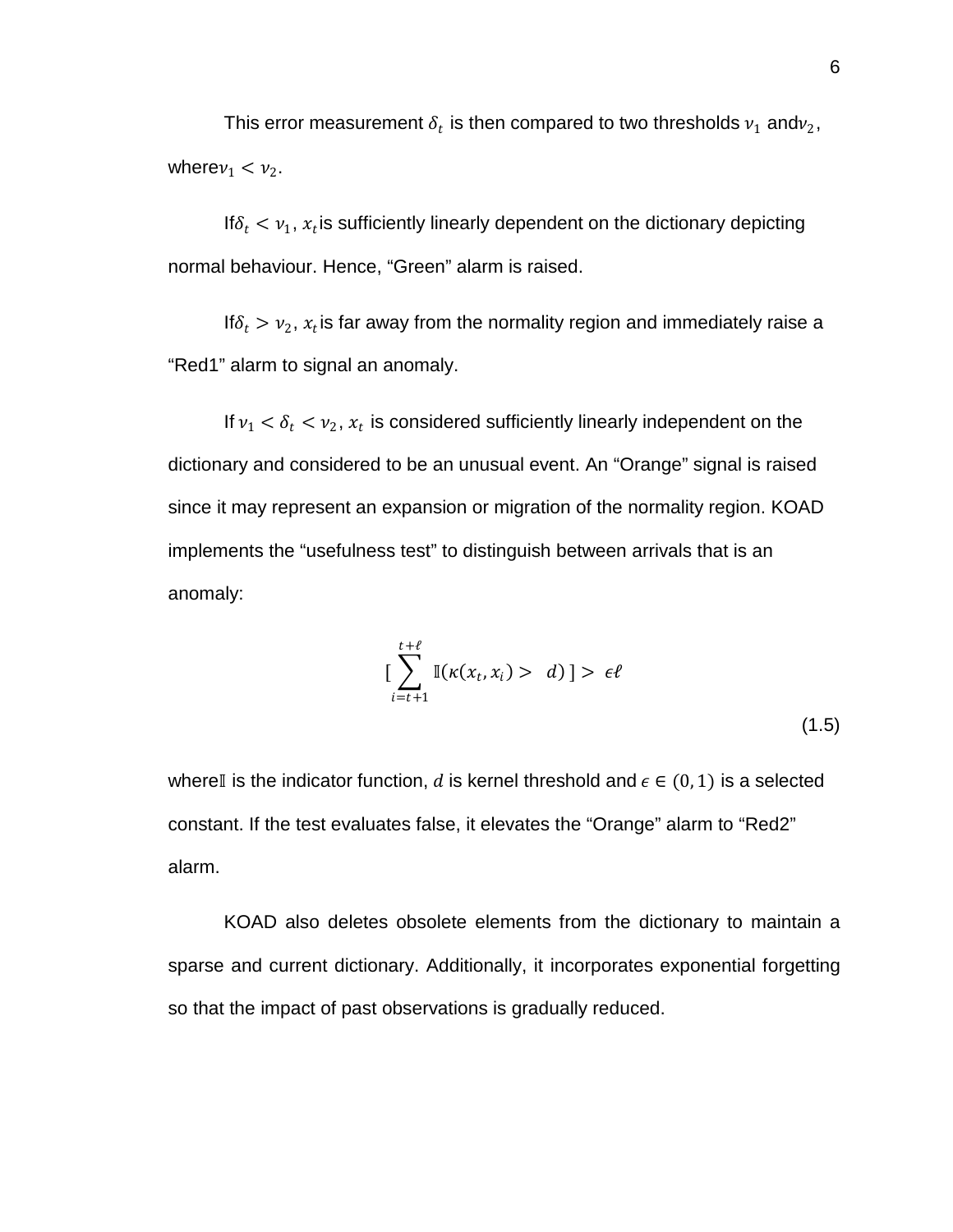This error measurement $\delta_t$ is then compared to two thresholds $\nu_1$ and $\nu_2$, where $\nu_1 < \nu_2$.

If $\delta_t < \nu_1$, $x_t$ is sufficiently linearly dependent on the dictionary depicting normal behaviour. Hence, “Green” alarm is raised.

If $\delta_t > \nu_2$, $x_t$ is far away from the normality region and immediately raise a “Red1” alarm to signal an anomaly.

If $\nu_1 < \delta_t < \nu_2$, $x_t$ is considered sufficiently linearly independent on the dictionary and considered to be an unusual event. An “Orange” signal is raised since it may represent an expansion or migration of the normality region. KOAD implements the “usefulness test” to distinguish between arrivals that is an anomaly:

$$\left[\sum_{i=t+1}^{t+\ell} \mathbb{I}(\kappa(x_t, x_i) > d)\right] > \epsilon\ell \tag{1.5}$$

where $\mathbb{I}$ is the indicator function, $d$ is kernel threshold and $\epsilon \in (0, 1)$ is a selected constant. If the test evaluates false, it elevates the “Orange” alarm to “Red2” alarm.

KOAD also deletes obsolete elements from the dictionary to maintain a sparse and current dictionary. Additionally, it incorporates exponential forgetting so that the impact of past observations is gradually reduced.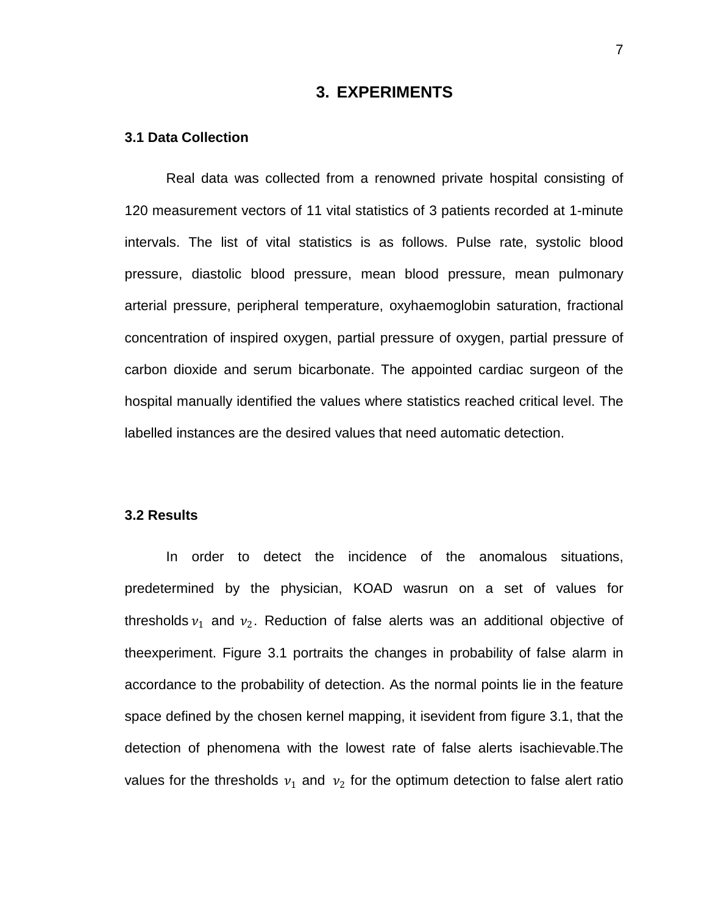# 3. EXPERIMENTS

### 3.1 Data Collection

Real data was collected from a renowned private hospital consisting of 120 measurement vectors of 11 vital statistics of 3 patients recorded at 1-minute intervals. The list of vital statistics is as follows. Pulse rate, systolic blood pressure, diastolic blood pressure, mean blood pressure, mean pulmonary arterial pressure, peripheral temperature, oxyhaemoglobin saturation, fractional concentration of inspired oxygen, partial pressure of oxygen, partial pressure of carbon dioxide and serum bicarbonate. The appointed cardiac surgeon of the hospital manually identified the values where statistics reached critical level. The labelled instances are the desired values that need automatic detection.

### 3.2 Results

In order to detect the incidence of the anomalous situations, predetermined by the physician, KOAD wasrun on a set of values for thresholds $\nu_1$ and $\nu_2$. Reduction of false alerts was an additional objective of theexperiment. Figure 3.1 portraits the changes in probability of false alarm in accordance to the probability of detection. As the normal points lie in the feature space defined by the chosen kernel mapping, it isevident from figure 3.1, that the detection of phenomena with the lowest rate of false alerts isachievable.The values for the thresholds $\nu_1$ and $\nu_2$ for the optimum detection to false alert ratio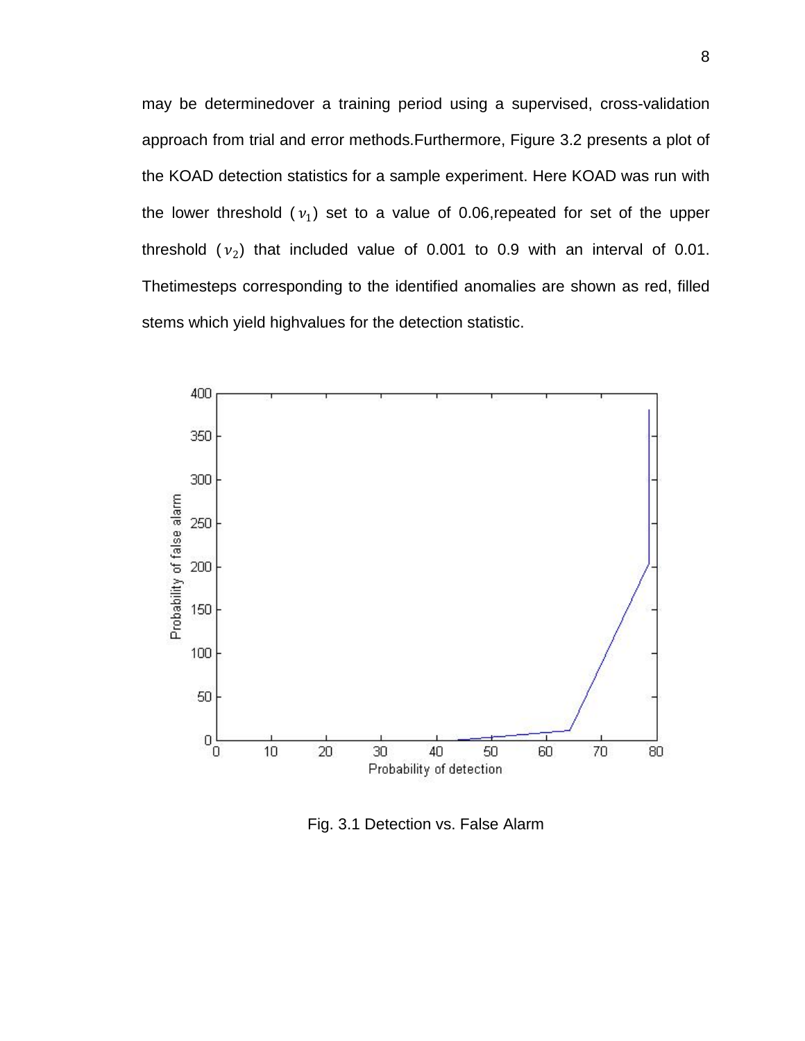may be determinedover a training period using a supervised, cross-validation approach from trial and error methods.Furthermore, Figure 3.2 presents a plot of the KOAD detection statistics for a sample experiment. Here KOAD was run with the lower threshold ($\nu_1$) set to a value of 0.06,repeated for set of the upper threshold ($\nu_2$) that included value of 0.001 to 0.9 with an interval of 0.01. Thetimesteps corresponding to the identified anomalies are shown as red, filled stems which yield highvalues for the detection statistic.

Fig. 3.1 Detection vs. False Alarm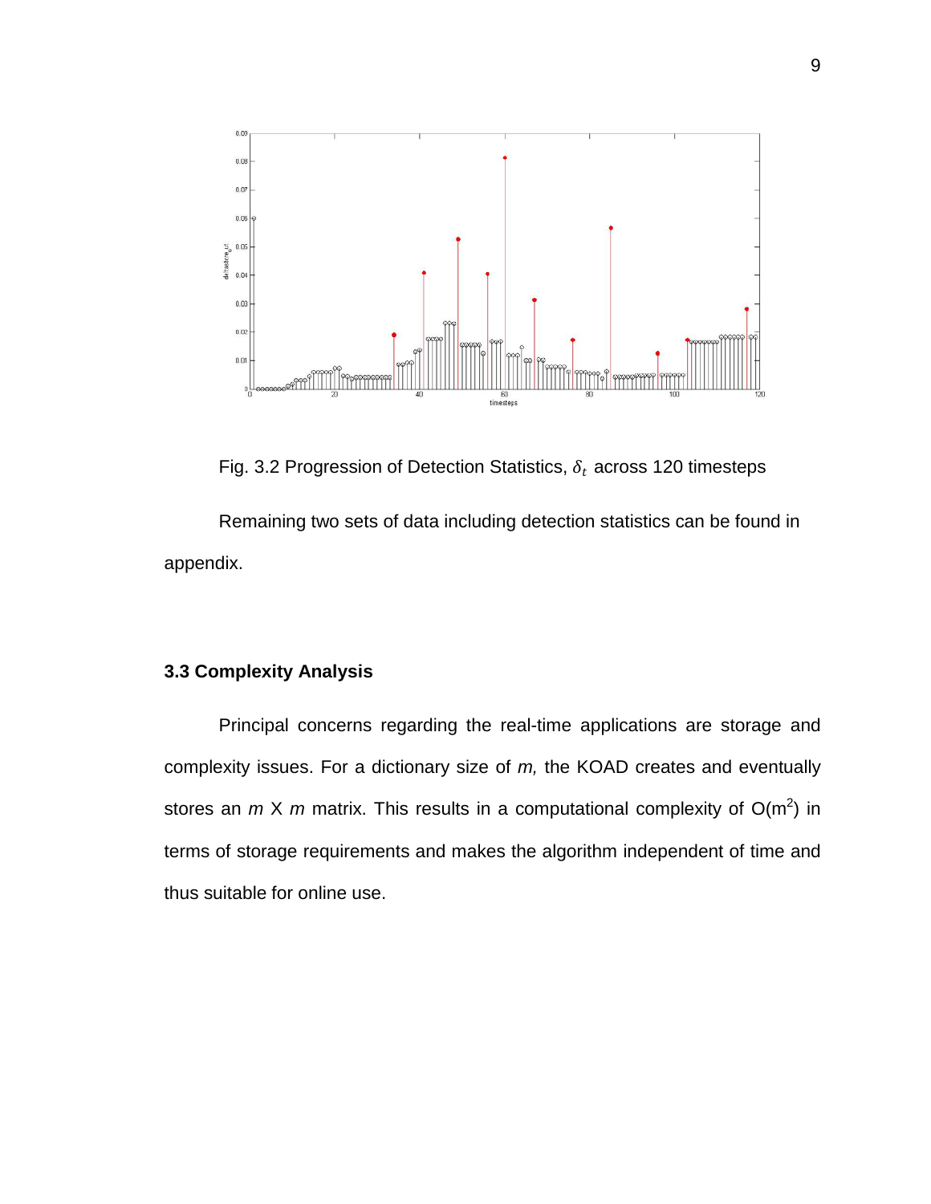Fig. 3.2 Progression of Detection Statistics, $\delta_t$ across 120 timesteps

Remaining two sets of data including detection statistics can be found in appendix.

### 3.3 Complexity Analysis

Principal concerns regarding the real-time applications are storage and complexity issues. For a dictionary size of *m,* the KOAD creates and eventually stores an *m* X *m* matrix. This results in a computational complexity of $O(m^2)$ in terms of storage requirements and makes the algorithm independent of time and thus suitable for online use.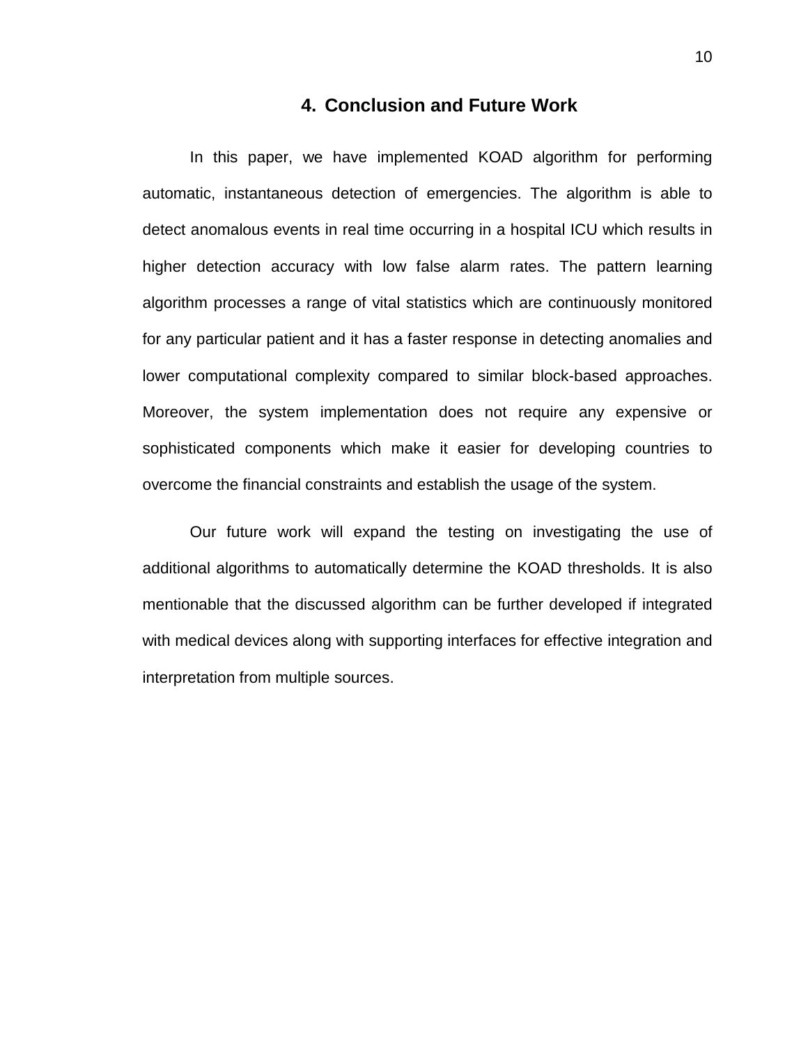## 4. Conclusion and Future Work

In this paper, we have implemented KOAD algorithm for performing automatic, instantaneous detection of emergencies. The algorithm is able to detect anomalous events in real time occurring in a hospital ICU which results in higher detection accuracy with low false alarm rates. The pattern learning algorithm processes a range of vital statistics which are continuously monitored for any particular patient and it has a faster response in detecting anomalies and lower computational complexity compared to similar block-based approaches. Moreover, the system implementation does not require any expensive or sophisticated components which make it easier for developing countries to overcome the financial constraints and establish the usage of the system.

Our future work will expand the testing on investigating the use of additional algorithms to automatically determine the KOAD thresholds. It is also mentionable that the discussed algorithm can be further developed if integrated with medical devices along with supporting interfaces for effective integration and interpretation from multiple sources.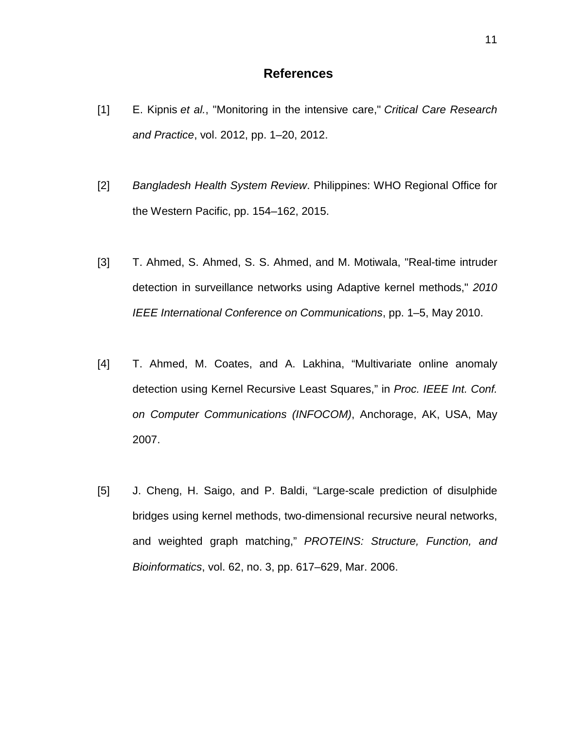## References

[1] E. Kipnis *et al.*, "Monitoring in the intensive care," *Critical Care Research and Practice*, vol. 2012, pp. 1–20, 2012.

[2] *Bangladesh Health System Review*. Philippines: WHO Regional Office for the Western Pacific, pp. 154–162, 2015.

[3] T. Ahmed, S. Ahmed, S. S. Ahmed, and M. Motiwala, "Real-time intruder detection in surveillance networks using Adaptive kernel methods," *2010 IEEE International Conference on Communications*, pp. 1–5, May 2010.

[4] T. Ahmed, M. Coates, and A. Lakhina, "Multivariate online anomaly detection using Kernel Recursive Least Squares," in *Proc. IEEE Int. Conf. on Computer Communications (INFOCOM)*, Anchorage, AK, USA, May 2007.

[5] J. Cheng, H. Saigo, and P. Baldi, "Large-scale prediction of disulphide bridges using kernel methods, two-dimensional recursive neural networks, and weighted graph matching," *PROTEINS: Structure, Function, and Bioinformatics*, vol. 62, no. 3, pp. 617–629, Mar. 2006.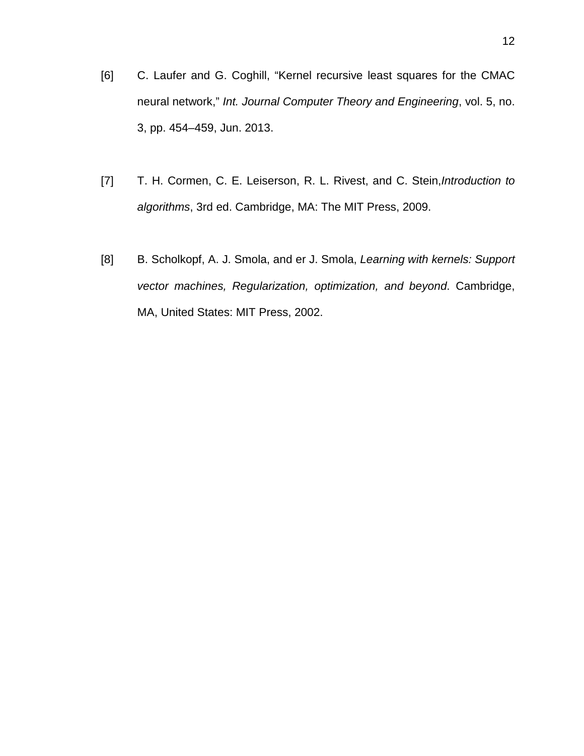[6] C. Laufer and G. Coghill, "Kernel recursive least squares for the CMAC neural network," *Int. Journal Computer Theory and Engineering*, vol. 5, no. 3, pp. 454–459, Jun. 2013.

[7] T. H. Cormen, C. E. Leiserson, R. L. Rivest, and C. Stein,*Introduction to algorithms*, 3rd ed. Cambridge, MA: The MIT Press, 2009.

[8] B. Scholkopf, A. J. Smola, and er J. Smola, *Learning with kernels: Support vector machines, Regularization, optimization, and beyond*. Cambridge, MA, United States: MIT Press, 2002.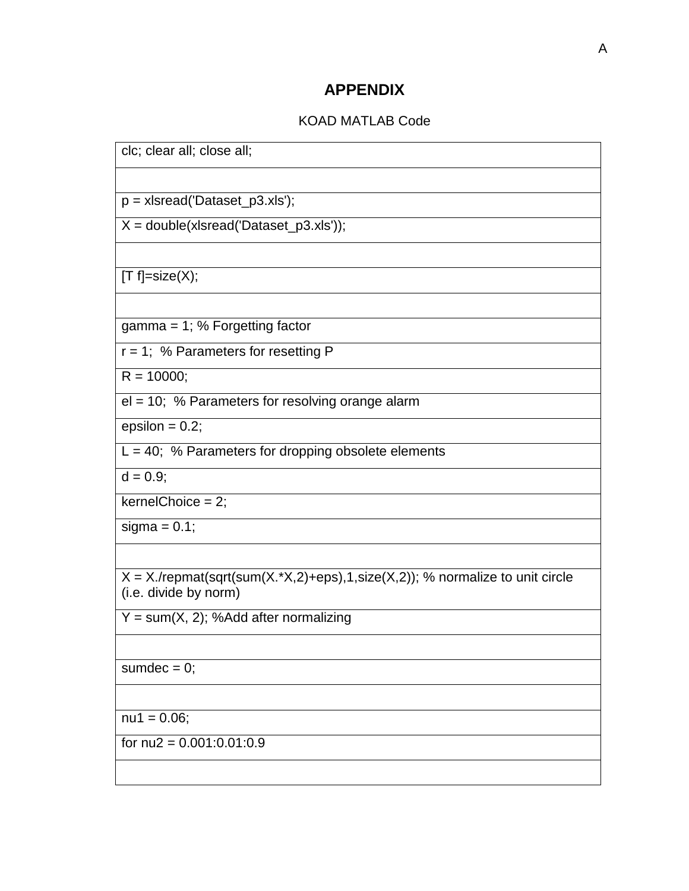# APPENDIX

KOAD MATLAB Code

```
clc; clear all; close all;

p = xlsread('Dataset_p3.xls');
X = double(xlsread('Dataset_p3.xls'));

[T f]=size(X);

gamma = 1; % Forgetting factor
r = 1;  % Parameters for resetting P
R = 10000;
el = 10;  % Parameters for resolving orange alarm
epsilon = 0.2;
L = 40;  % Parameters for dropping obsolete elements
d = 0.9;
kernelChoice = 2;
sigma = 0.1;

X = X./repmat(sqrt(sum(X.*X,2)+eps),1,size(X,2)); % normalize to unit circle (i.e. divide by norm)
Y = sum(X, 2); %Add after normalizing

sumdec = 0;

nu1 = 0.06;
for nu2 = 0.001:0.01:0.9

```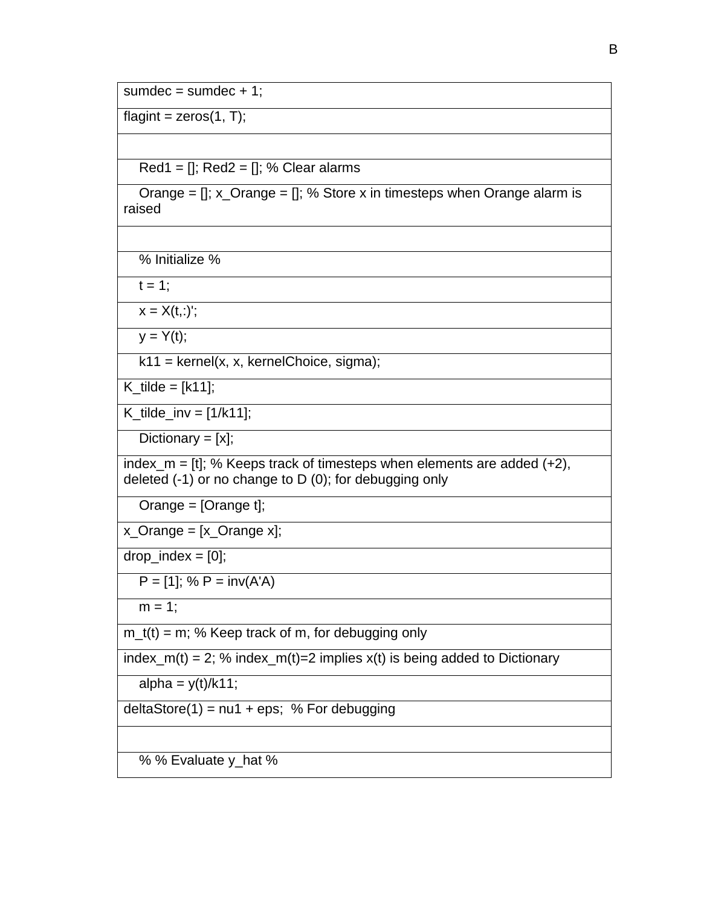```
sumdec = sumdec + 1;
flagint = zeros(1, T);

    Red1 = []; Red2 = []; % Clear alarms
    Orange = []; x_Orange = []; % Store x in timesteps when Orange alarm is raised

    % Initialize %
    t = 1;
    x = X(t,:)';
    y = Y(t);
    k11 = kernel(x, x, kernelChoice, sigma);
K_tilde = [k11];
K_tilde_inv = [1/k11];
    Dictionary = [x];
index_m = [t]; % Keeps track of timesteps when elements are added (+2), deleted (-1) or no change to D (0); for debugging only
    Orange = [Orange t];
x_Orange = [x_Orange x];
drop_index = [0];
    P = [1]; % P = inv(A'A)
    m = 1;
m_t(t) = m; % Keep track of m, for debugging only
index_m(t) = 2; % index_m(t)=2 implies x(t) is being added to Dictionary
    alpha = y(t)/k11;
deltaStore(1) = nu1 + eps;  % For debugging

    % % Evaluate y_hat %
```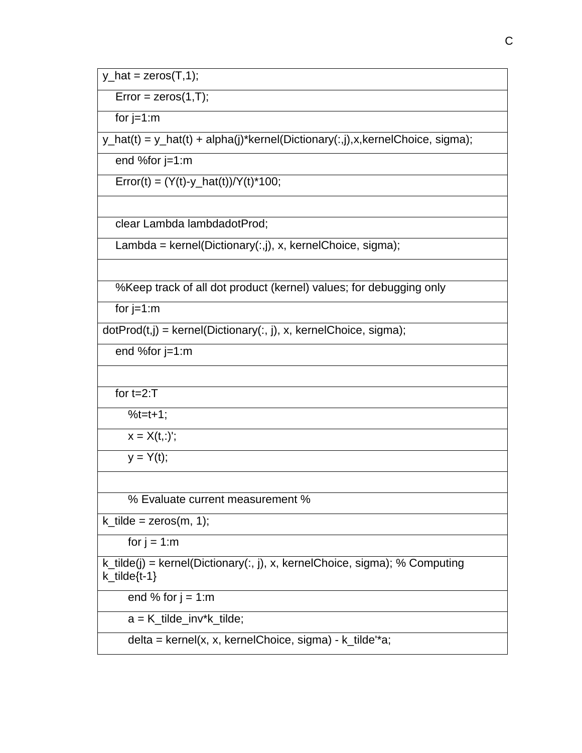```
y_hat = zeros(T,1);
    Error = zeros(1,T);
    for j=1:m
y_hat(t) = y_hat(t) + alpha(j)*kernel(Dictionary(:,j),x,kernelChoice, sigma);
    end %for j=1:m
    Error(t) = (Y(t)-y_hat(t))/Y(t)*100;

    clear Lambda lambdadotProd;
    Lambda = kernel(Dictionary(:,j), x, kernelChoice, sigma);

    %Keep track of all dot product (kernel) values; for debugging only
    for j=1:m
dotProd(t,j) = kernel(Dictionary(:, j), x, kernelChoice, sigma);
    end %for j=1:m

    for t=2:T
        %t=t+1;
        x = X(t,:)';
        y = Y(t);

        % Evaluate current measurement %
k_tilde = zeros(m, 1);
        for j = 1:m
k_tilde(j) = kernel(Dictionary(:, j), x, kernelChoice, sigma); % Computing k_tilde{t-1}
        end % for j = 1:m
        a = K_tilde_inv*k_tilde;
        delta = kernel(x, x, kernelChoice, sigma) - k_tilde'*a;
```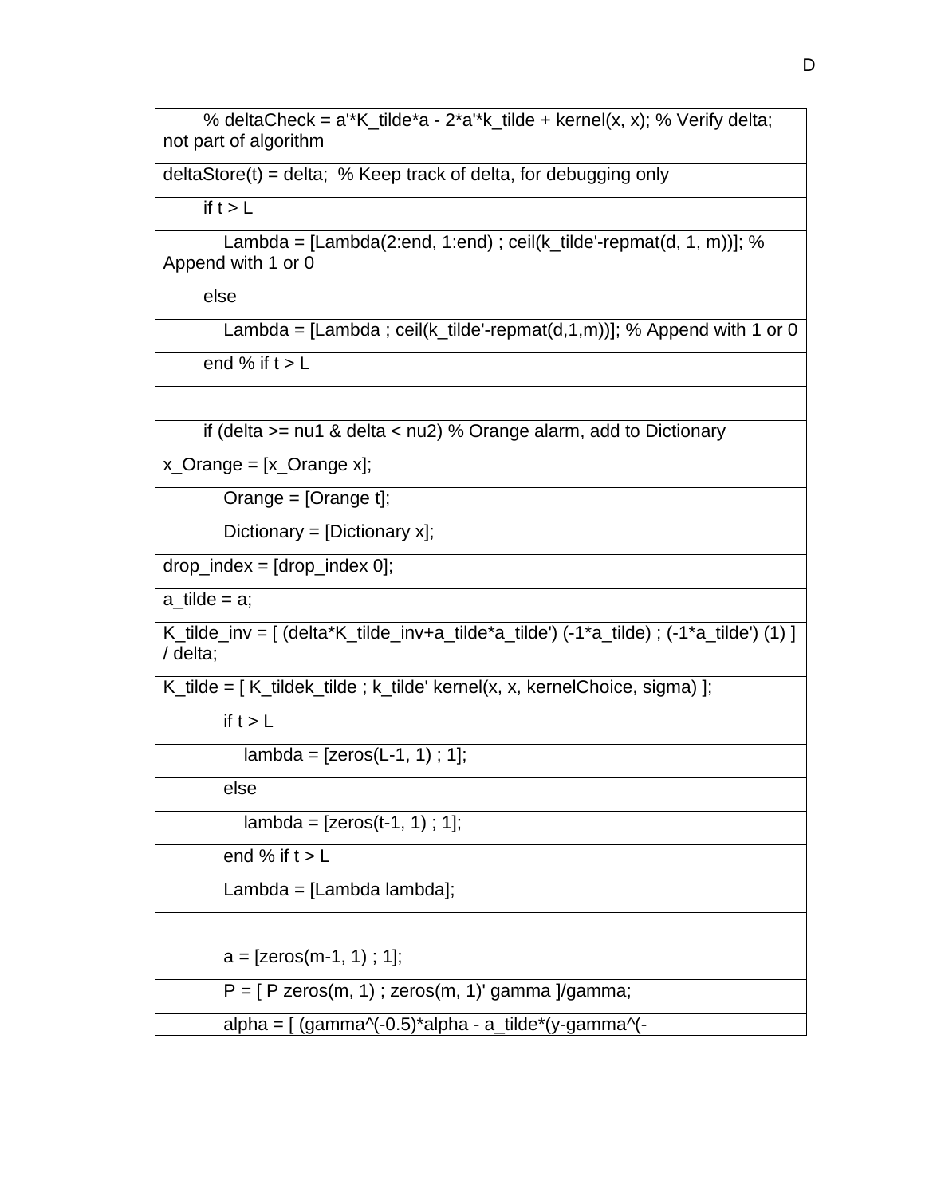```
    % deltaCheck = a'*K_tilde*a - 2*a'*k_tilde + kernel(x, x); % Verify delta; not part of algorithm
deltaStore(t) = delta;  % Keep track of delta, for debugging only
    if t > L
        Lambda = [Lambda(2:end, 1:end) ; ceil(k_tilde'-repmat(d, 1, m))]; % Append with 1 or 0
    else
        Lambda = [Lambda ; ceil(k_tilde'-repmat(d,1,m))]; % Append with 1 or 0
    end % if t > L

    if (delta >= nu1 & delta < nu2) % Orange alarm, add to Dictionary
x_Orange = [x_Orange x];
        Orange = [Orange t];
        Dictionary = [Dictionary x];
drop_index = [drop_index 0];
a_tilde = a;
K_tilde_inv = [ (delta*K_tilde_inv+a_tilde*a_tilde') (-1*a_tilde) ; (-1*a_tilde') (1) ] / delta;
K_tilde = [ K_tildek_tilde ; k_tilde' kernel(x, x, kernelChoice, sigma) ];
        if t > L
            lambda = [zeros(L-1, 1) ; 1];
        else
            lambda = [zeros(t-1, 1) ; 1];
        end % if t > L
        Lambda = [Lambda lambda];

        a = [zeros(m-1, 1) ; 1];
        P = [ P zeros(m, 1) ; zeros(m, 1)' gamma ]/gamma;
        alpha = [ (gamma^(-0.5)*alpha - a_tilde*(y-gamma^(-
```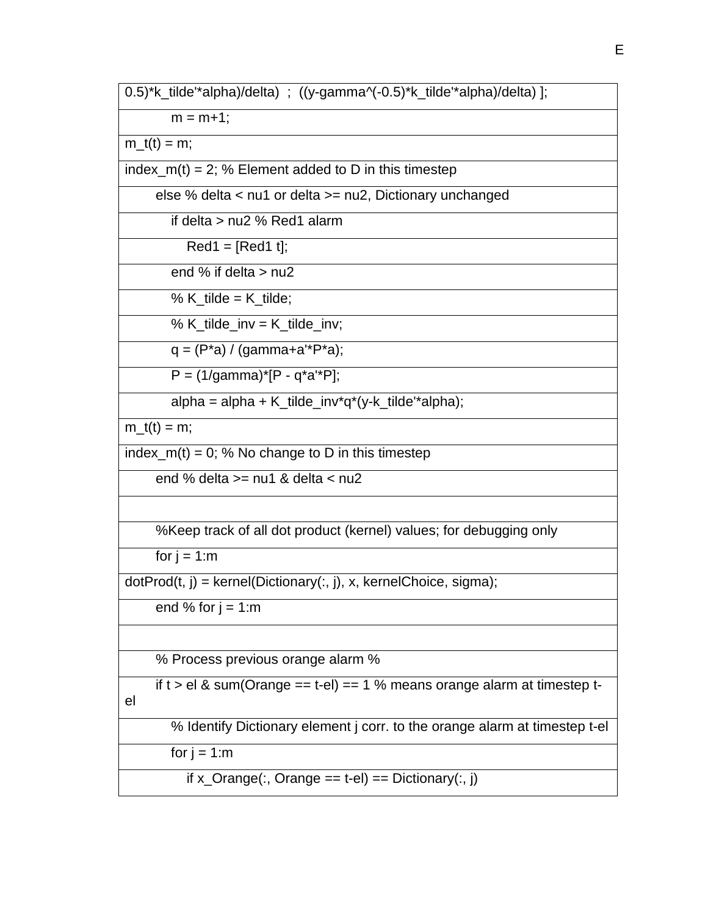```
0.5)*k_tilde'*alpha)/delta)  ;  ((y-gamma^(-0.5)*k_tilde'*alpha)/delta) ];
            m = m+1;
m_t(t) = m;
index_m(t) = 2; % Element added to D in this timestep
        else % delta < nu1 or delta >= nu2, Dictionary unchanged
            if delta > nu2 % Red1 alarm
                Red1 = [Red1 t];
            end % if delta > nu2
            % K_tilde = K_tilde;
            % K_tilde_inv = K_tilde_inv;
            q = (P*a) / (gamma+a'*P*a);
            P = (1/gamma)*[P - q*a'*P];
            alpha = alpha + K_tilde_inv*q*(y-k_tilde'*alpha);
m_t(t) = m;
index_m(t) = 0; % No change to D in this timestep
        end % delta >= nu1 & delta < nu2

        %Keep track of all dot product (kernel) values; for debugging only
        for j = 1:m
dotProd(t, j) = kernel(Dictionary(:, j), x, kernelChoice, sigma);
        end % for j = 1:m

        % Process previous orange alarm %
        if t > el & sum(Orange == t-el) == 1 % means orange alarm at timestep t-el
            % Identify Dictionary element j corr. to the orange alarm at timestep t-el
            for j = 1:m
                if x_Orange(:, Orange == t-el) == Dictionary(:, j)
```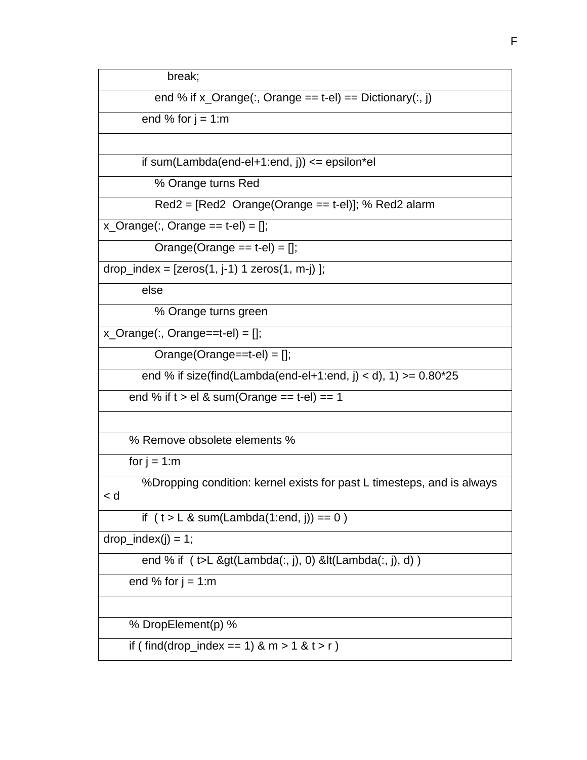| break; |
|---|
| end % if x_Orange(:, Orange == t-el) == Dictionary(:, j) |
| end % for j = 1:m |
| |
| if sum(Lambda(end-el+1:end, j)) <= epsilon*el |
| % Orange turns Red |
| Red2 = [Red2  Orange(Orange == t-el)]; % Red2 alarm |
| x_Orange(:, Orange == t-el) = []; |
| Orange(Orange == t-el) = []; |
| drop_index = [zeros(1, j-1) 1 zeros(1, m-j) ]; |
| else |
| % Orange turns green |
| x_Orange(:, Orange==t-el) = []; |
| Orange(Orange==t-el) = []; |
| end % if size(find(Lambda(end-el+1:end, j) < d), 1) >= 0.80*25 |
| end % if t > el & sum(Orange == t-el) == 1 |
| |
| % Remove obsolete elements % |
| for j = 1:m |
| %Dropping condition: kernel exists for past L timesteps, and is always < d |
| if  ( t > L & sum(Lambda(1:end, j)) == 0 ) |
| drop_index(j) = 1; |
| end % if  ( t>L &gt(Lambda(:, j), 0) &lt(Lambda(:, j), d) ) |
| end % for j = 1:m |
| |
| % DropElement(p) % |
| if ( find(drop_index == 1) & m > 1 & t > r ) |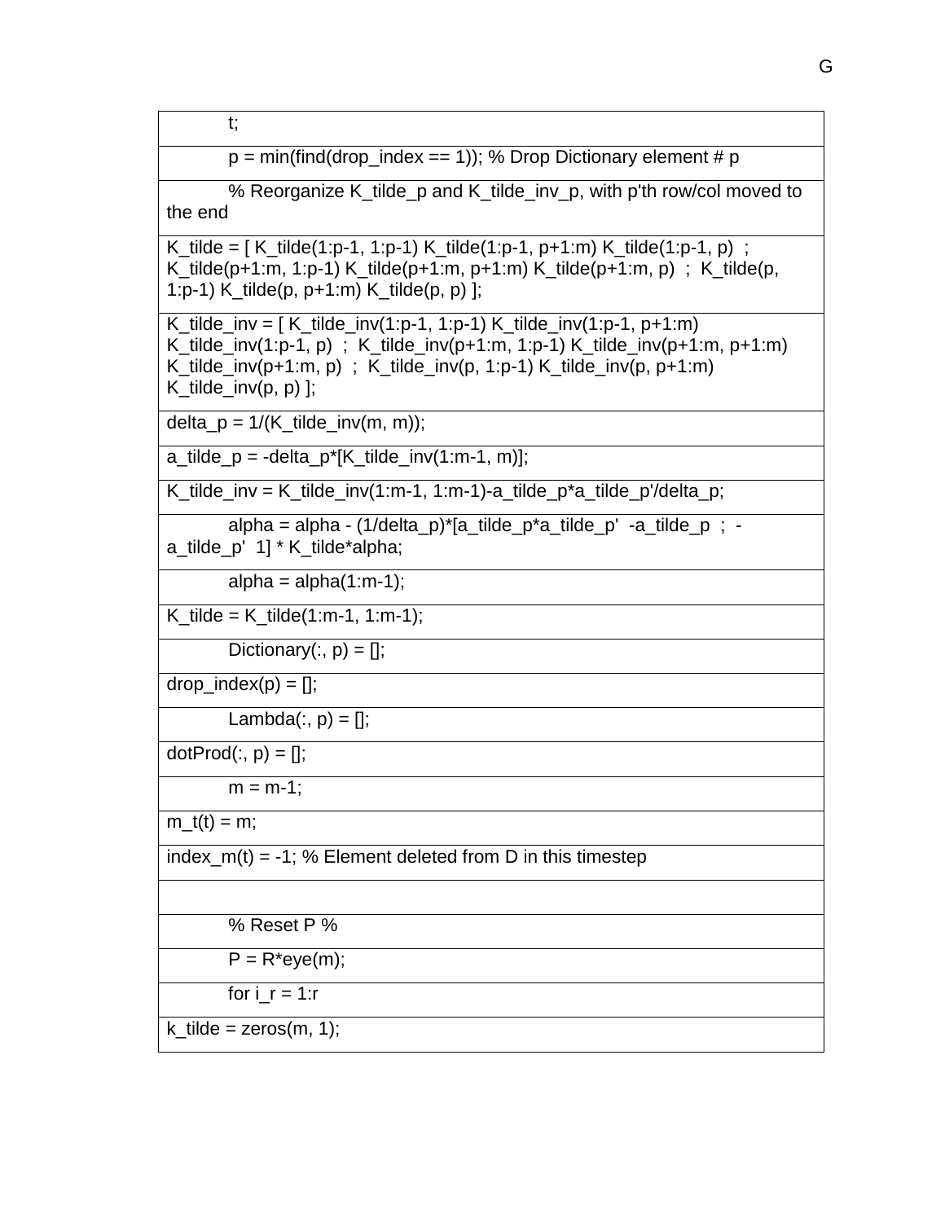```
        t;
        p = min(find(drop_index == 1)); % Drop Dictionary element # p
        % Reorganize K_tilde_p and K_tilde_inv_p, with p'th row/col moved to the end
K_tilde = [ K_tilde(1:p-1, 1:p-1) K_tilde(1:p-1, p+1:m) K_tilde(1:p-1, p)  ;  K_tilde(p+1:m, 1:p-1) K_tilde(p+1:m, p+1:m) K_tilde(p+1:m, p)  ;  K_tilde(p, 1:p-1) K_tilde(p, p+1:m) K_tilde(p, p) ];
K_tilde_inv = [ K_tilde_inv(1:p-1, 1:p-1) K_tilde_inv(1:p-1, p+1:m) K_tilde_inv(1:p-1, p)  ;  K_tilde_inv(p+1:m, 1:p-1) K_tilde_inv(p+1:m, p+1:m) K_tilde_inv(p+1:m, p)  ;  K_tilde_inv(p, 1:p-1) K_tilde_inv(p, p+1:m) K_tilde_inv(p, p) ];
delta_p = 1/(K_tilde_inv(m, m));
a_tilde_p = -delta_p*[K_tilde_inv(1:m-1, m)];
K_tilde_inv = K_tilde_inv(1:m-1, 1:m-1)-a_tilde_p*a_tilde_p'/delta_p;
        alpha = alpha - (1/delta_p)*[a_tilde_p*a_tilde_p'  -a_tilde_p  ;  -a_tilde_p'  1] * K_tilde*alpha;
        alpha = alpha(1:m-1);
K_tilde = K_tilde(1:m-1, 1:m-1);
        Dictionary(:, p) = [];
drop_index(p) = [];
        Lambda(:, p) = [];
dotProd(:, p) = [];
        m = m-1;
m_t(t) = m;
index_m(t) = -1; % Element deleted from D in this timestep

        % Reset P %
        P = R*eye(m);
        for i_r = 1:r
k_tilde = zeros(m, 1);
```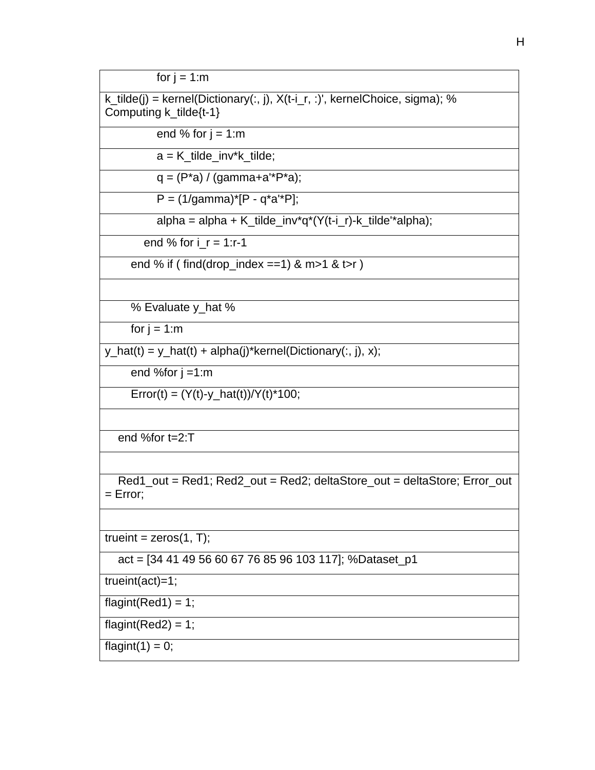```
            for j = 1:m
k_tilde(j) = kernel(Dictionary(:, j), X(t-i_r, :)', kernelChoice, sigma); % Computing k_tilde{t-1}
            end % for j = 1:m
            a = K_tilde_inv*k_tilde;
            q = (P*a) / (gamma+a'*P*a);
            P = (1/gamma)*[P - q*a'*P];
            alpha = alpha + K_tilde_inv*q*(Y(t-i_r)-k_tilde'*alpha);
          end % for i_r = 1:r-1
        end % if ( find(drop_index ==1) & m>1 & t>r )

        % Evaluate y_hat %
        for j = 1:m
y_hat(t) = y_hat(t) + alpha(j)*kernel(Dictionary(:, j), x);
        end %for j =1:m
        Error(t) = (Y(t)-y_hat(t))/Y(t)*100;

    end %for t=2:T

    Red1_out = Red1; Red2_out = Red2; deltaStore_out = deltaStore; Error_out = Error;

trueint = zeros(1, T);
    act = [34 41 49 56 60 67 76 85 96 103 117]; %Dataset_p1
trueint(act)=1;
flagint(Red1) = 1;
flagint(Red2) = 1;
flagint(1) = 0;
```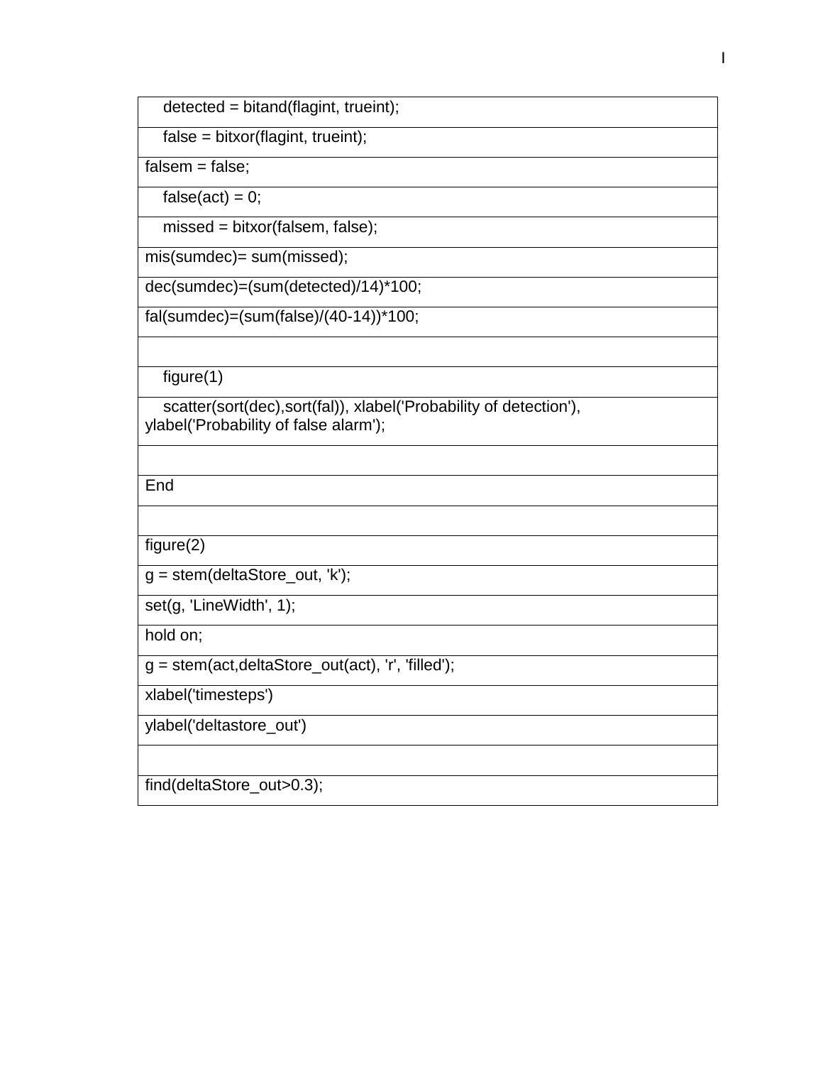```
    detected = bitand(flagint, trueint);
    false = bitxor(flagint, trueint);
falsem = false;
    false(act) = 0;
    missed = bitxor(falsem, false);
mis(sumdec)= sum(missed);
dec(sumdec)=(sum(detected)/14)*100;
fal(sumdec)=(sum(false)/(40-14))*100;

    figure(1)
    scatter(sort(dec),sort(fal)), xlabel('Probability of detection'),
ylabel('Probability of false alarm');

End

figure(2)
g = stem(deltaStore_out, 'k');
set(g, 'LineWidth', 1);
hold on;
g = stem(act,deltaStore_out(act), 'r', 'filled');
xlabel('timesteps')
ylabel('deltastore_out')

find(deltaStore_out>0.3);
```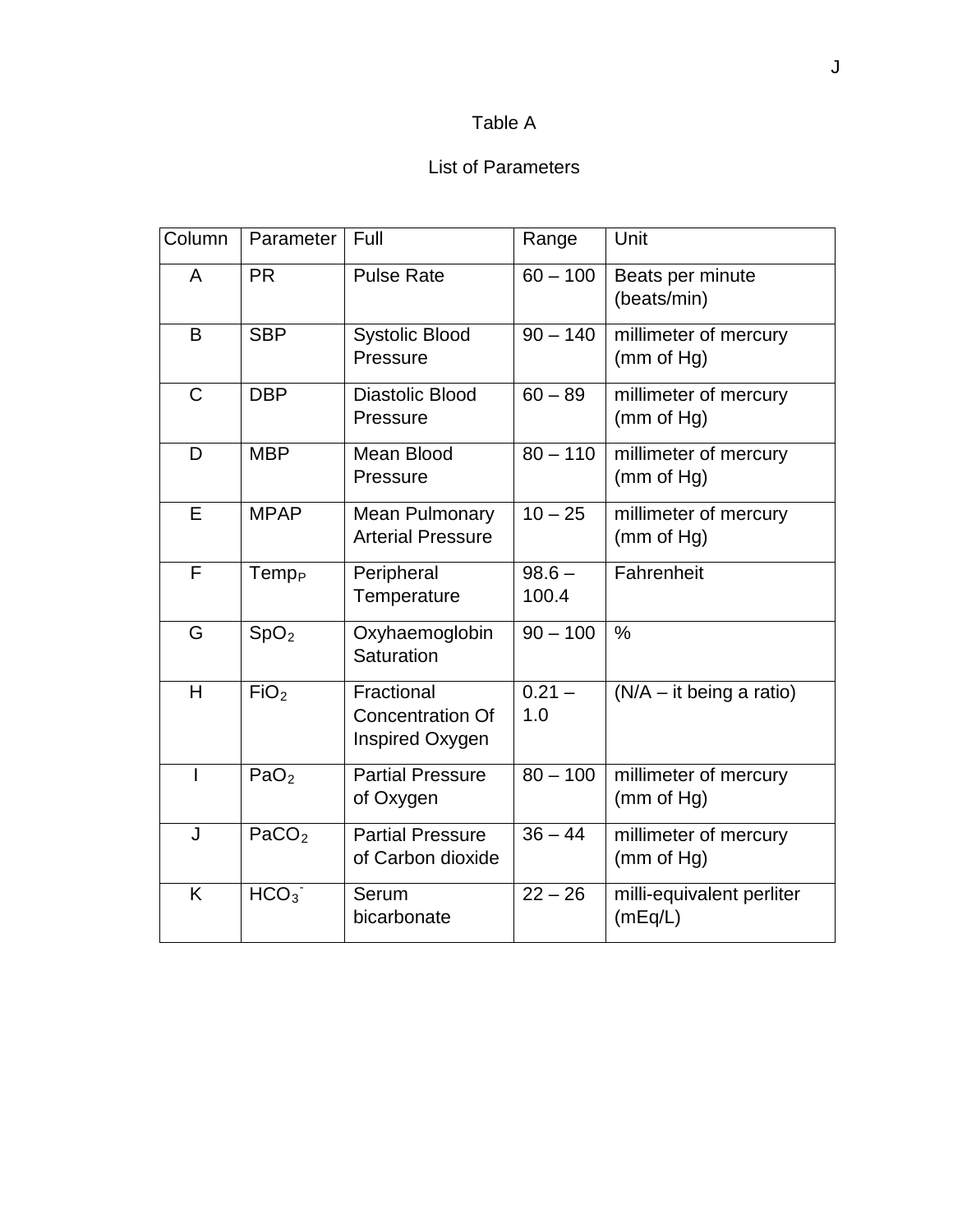Table A

List of Parameters

| Column | Parameter | Full | Range | Unit |
|---|---|---|---|---|
| A | PR | Pulse Rate | 60 – 100 | Beats per minute (beats/min) |
| B | SBP | Systolic Blood Pressure | 90 – 140 | millimeter of mercury (mm of Hg) |
| C | DBP | Diastolic Blood Pressure | 60 – 89 | millimeter of mercury (mm of Hg) |
| D | MBP | Mean Blood Pressure | 80 – 110 | millimeter of mercury (mm of Hg) |
| E | MPAP | Mean Pulmonary Arterial Pressure | 10 – 25 | millimeter of mercury (mm of Hg) |
| F | $Temp_P$ | Peripheral Temperature | 98.6 – 100.4 | Fahrenheit |
| G | $SpO_2$ | Oxyhaemoglobin Saturation | 90 – 100 | % |
| H | $FiO_2$ | Fractional Concentration Of Inspired Oxygen | 0.21 – 1.0 | (N/A – it being a ratio) |
| I | $PaO_2$ | Partial Pressure of Oxygen | 80 – 100 | millimeter of mercury (mm of Hg) |
| J | $PaCO_2$ | Partial Pressure of Carbon dioxide | 36 – 44 | millimeter of mercury (mm of Hg) |
| K | $HCO_3^-$ | Serum bicarbonate | 22 – 26 | milli-equivalent perliter (mEq/L) |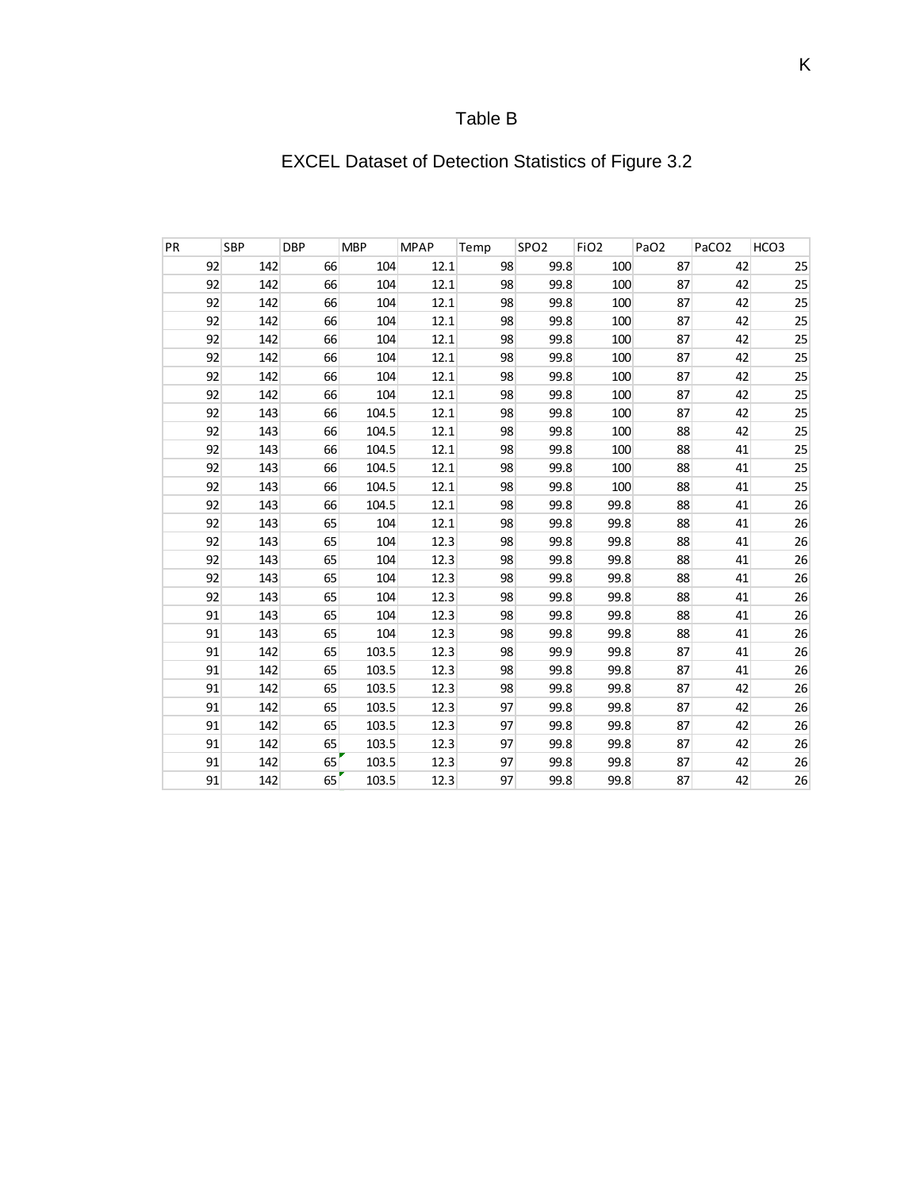Table B

EXCEL Dataset of Detection Statistics of Figure 3.2

| PR | SBP | DBP | MBP | MPAP | Temp | SPO2 | FiO2 | PaO2 | PaCO2 | HCO3 |
|---|---|---|---|---|---|---|---|---|---|---|
| 92 | 142 | 66 | 104 | 12.1 | 98 | 99.8 | 100 | 87 | 42 | 25 |
| 92 | 142 | 66 | 104 | 12.1 | 98 | 99.8 | 100 | 87 | 42 | 25 |
| 92 | 142 | 66 | 104 | 12.1 | 98 | 99.8 | 100 | 87 | 42 | 25 |
| 92 | 142 | 66 | 104 | 12.1 | 98 | 99.8 | 100 | 87 | 42 | 25 |
| 92 | 142 | 66 | 104 | 12.1 | 98 | 99.8 | 100 | 87 | 42 | 25 |
| 92 | 142 | 66 | 104 | 12.1 | 98 | 99.8 | 100 | 87 | 42 | 25 |
| 92 | 142 | 66 | 104 | 12.1 | 98 | 99.8 | 100 | 87 | 42 | 25 |
| 92 | 142 | 66 | 104 | 12.1 | 98 | 99.8 | 100 | 87 | 42 | 25 |
| 92 | 143 | 66 | 104.5 | 12.1 | 98 | 99.8 | 100 | 87 | 42 | 25 |
| 92 | 143 | 66 | 104.5 | 12.1 | 98 | 99.8 | 100 | 88 | 42 | 25 |
| 92 | 143 | 66 | 104.5 | 12.1 | 98 | 99.8 | 100 | 88 | 41 | 25 |
| 92 | 143 | 66 | 104.5 | 12.1 | 98 | 99.8 | 100 | 88 | 41 | 25 |
| 92 | 143 | 66 | 104.5 | 12.1 | 98 | 99.8 | 100 | 88 | 41 | 25 |
| 92 | 143 | 66 | 104.5 | 12.1 | 98 | 99.8 | 99.8 | 88 | 41 | 26 |
| 92 | 143 | 65 | 104 | 12.1 | 98 | 99.8 | 99.8 | 88 | 41 | 26 |
| 92 | 143 | 65 | 104 | 12.3 | 98 | 99.8 | 99.8 | 88 | 41 | 26 |
| 92 | 143 | 65 | 104 | 12.3 | 98 | 99.8 | 99.8 | 88 | 41 | 26 |
| 92 | 143 | 65 | 104 | 12.3 | 98 | 99.8 | 99.8 | 88 | 41 | 26 |
| 92 | 143 | 65 | 104 | 12.3 | 98 | 99.8 | 99.8 | 88 | 41 | 26 |
| 91 | 143 | 65 | 104 | 12.3 | 98 | 99.8 | 99.8 | 88 | 41 | 26 |
| 91 | 143 | 65 | 104 | 12.3 | 98 | 99.8 | 99.8 | 88 | 41 | 26 |
| 91 | 142 | 65 | 103.5 | 12.3 | 98 | 99.9 | 99.8 | 87 | 41 | 26 |
| 91 | 142 | 65 | 103.5 | 12.3 | 98 | 99.8 | 99.8 | 87 | 41 | 26 |
| 91 | 142 | 65 | 103.5 | 12.3 | 98 | 99.8 | 99.8 | 87 | 42 | 26 |
| 91 | 142 | 65 | 103.5 | 12.3 | 97 | 99.8 | 99.8 | 87 | 42 | 26 |
| 91 | 142 | 65 | 103.5 | 12.3 | 97 | 99.8 | 99.8 | 87 | 42 | 26 |
| 91 | 142 | 65 | 103.5 | 12.3 | 97 | 99.8 | 99.8 | 87 | 42 | 26 |
| 91 | 142 | 65 | 103.5 | 12.3 | 97 | 99.8 | 99.8 | 87 | 42 | 26 |
| 91 | 142 | 65 | 103.5 | 12.3 | 97 | 99.8 | 99.8 | 87 | 42 | 26 |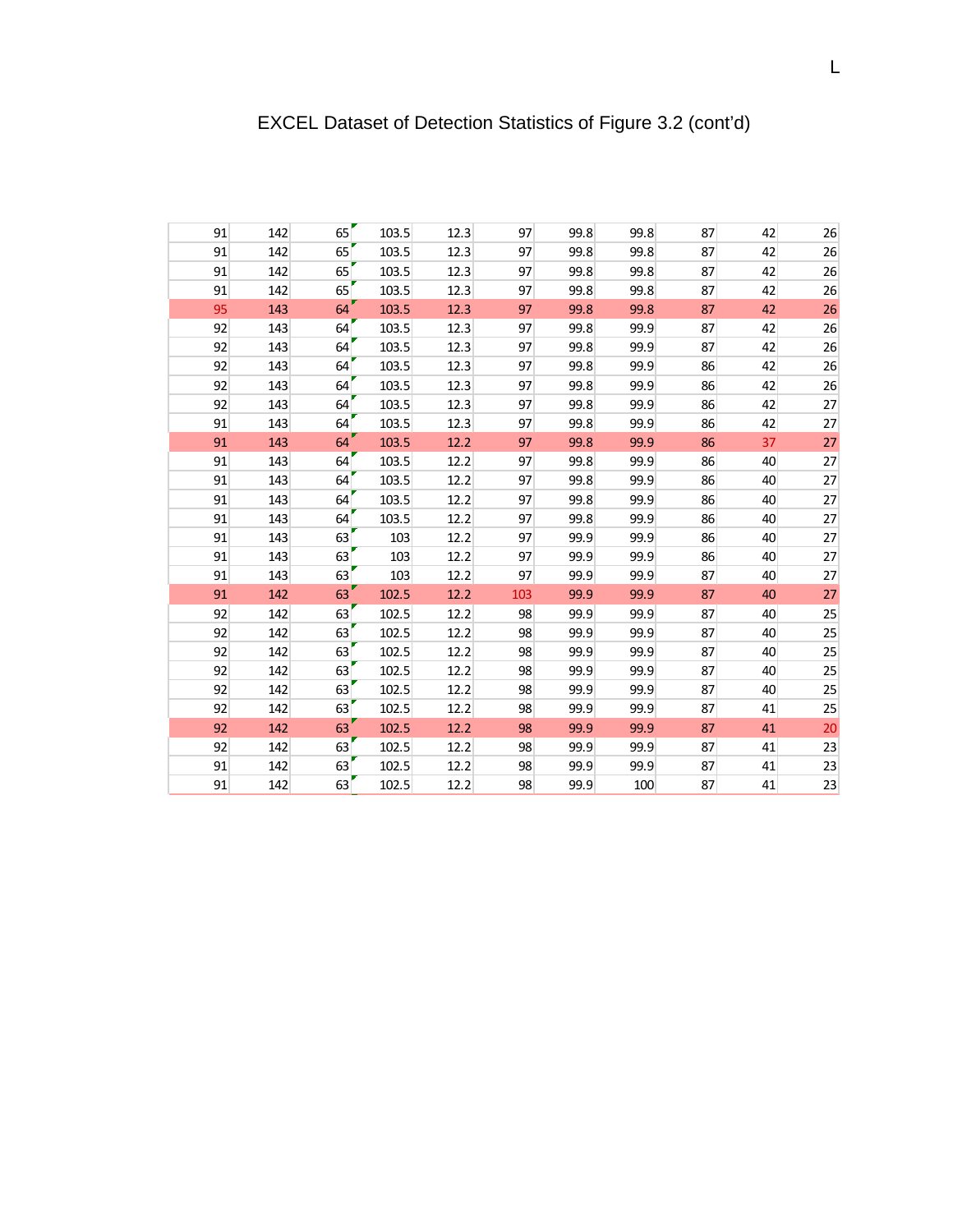# EXCEL Dataset of Detection Statistics of Figure 3.2 (cont'd)

| | | | | | | | | | | |
|---|---|---|---|---|---|---|---|---|---|---|
| 91 | 142 | 65 | 103.5 | 12.3 | 97 | 99.8 | 99.8 | 87 | 42 | 26 |
| 91 | 142 | 65 | 103.5 | 12.3 | 97 | 99.8 | 99.8 | 87 | 42 | 26 |
| 91 | 142 | 65 | 103.5 | 12.3 | 97 | 99.8 | 99.8 | 87 | 42 | 26 |
| 91 | 142 | 65 | 103.5 | 12.3 | 97 | 99.8 | 99.8 | 87 | 42 | 26 |
| 95 | 143 | 64 | 103.5 | 12.3 | 97 | 99.8 | 99.8 | 87 | 42 | 26 |
| 92 | 143 | 64 | 103.5 | 12.3 | 97 | 99.8 | 99.9 | 87 | 42 | 26 |
| 92 | 143 | 64 | 103.5 | 12.3 | 97 | 99.8 | 99.9 | 87 | 42 | 26 |
| 92 | 143 | 64 | 103.5 | 12.3 | 97 | 99.8 | 99.9 | 86 | 42 | 26 |
| 92 | 143 | 64 | 103.5 | 12.3 | 97 | 99.8 | 99.9 | 86 | 42 | 26 |
| 92 | 143 | 64 | 103.5 | 12.3 | 97 | 99.8 | 99.9 | 86 | 42 | 27 |
| 91 | 143 | 64 | 103.5 | 12.3 | 97 | 99.8 | 99.9 | 86 | 42 | 27 |
| 91 | 143 | 64 | 103.5 | 12.2 | 97 | 99.8 | 99.9 | 86 | 37 | 27 |
| 91 | 143 | 64 | 103.5 | 12.2 | 97 | 99.8 | 99.9 | 86 | 40 | 27 |
| 91 | 143 | 64 | 103.5 | 12.2 | 97 | 99.8 | 99.9 | 86 | 40 | 27 |
| 91 | 143 | 64 | 103.5 | 12.2 | 97 | 99.8 | 99.9 | 86 | 40 | 27 |
| 91 | 143 | 64 | 103.5 | 12.2 | 97 | 99.8 | 99.9 | 86 | 40 | 27 |
| 91 | 143 | 63 | 103 | 12.2 | 97 | 99.9 | 99.9 | 86 | 40 | 27 |
| 91 | 143 | 63 | 103 | 12.2 | 97 | 99.9 | 99.9 | 86 | 40 | 27 |
| 91 | 143 | 63 | 103 | 12.2 | 97 | 99.9 | 99.9 | 87 | 40 | 27 |
| 91 | 142 | 63 | 102.5 | 12.2 | 103 | 99.9 | 99.9 | 87 | 40 | 27 |
| 92 | 142 | 63 | 102.5 | 12.2 | 98 | 99.9 | 99.9 | 87 | 40 | 25 |
| 92 | 142 | 63 | 102.5 | 12.2 | 98 | 99.9 | 99.9 | 87 | 40 | 25 |
| 92 | 142 | 63 | 102.5 | 12.2 | 98 | 99.9 | 99.9 | 87 | 40 | 25 |
| 92 | 142 | 63 | 102.5 | 12.2 | 98 | 99.9 | 99.9 | 87 | 40 | 25 |
| 92 | 142 | 63 | 102.5 | 12.2 | 98 | 99.9 | 99.9 | 87 | 40 | 25 |
| 92 | 142 | 63 | 102.5 | 12.2 | 98 | 99.9 | 99.9 | 87 | 41 | 25 |
| 92 | 142 | 63 | 102.5 | 12.2 | 98 | 99.9 | 99.9 | 87 | 41 | 20 |
| 92 | 142 | 63 | 102.5 | 12.2 | 98 | 99.9 | 99.9 | 87 | 41 | 23 |
| 91 | 142 | 63 | 102.5 | 12.2 | 98 | 99.9 | 99.9 | 87 | 41 | 23 |
| 91 | 142 | 63 | 102.5 | 12.2 | 98 | 99.9 | 100 | 87 | 41 | 23 |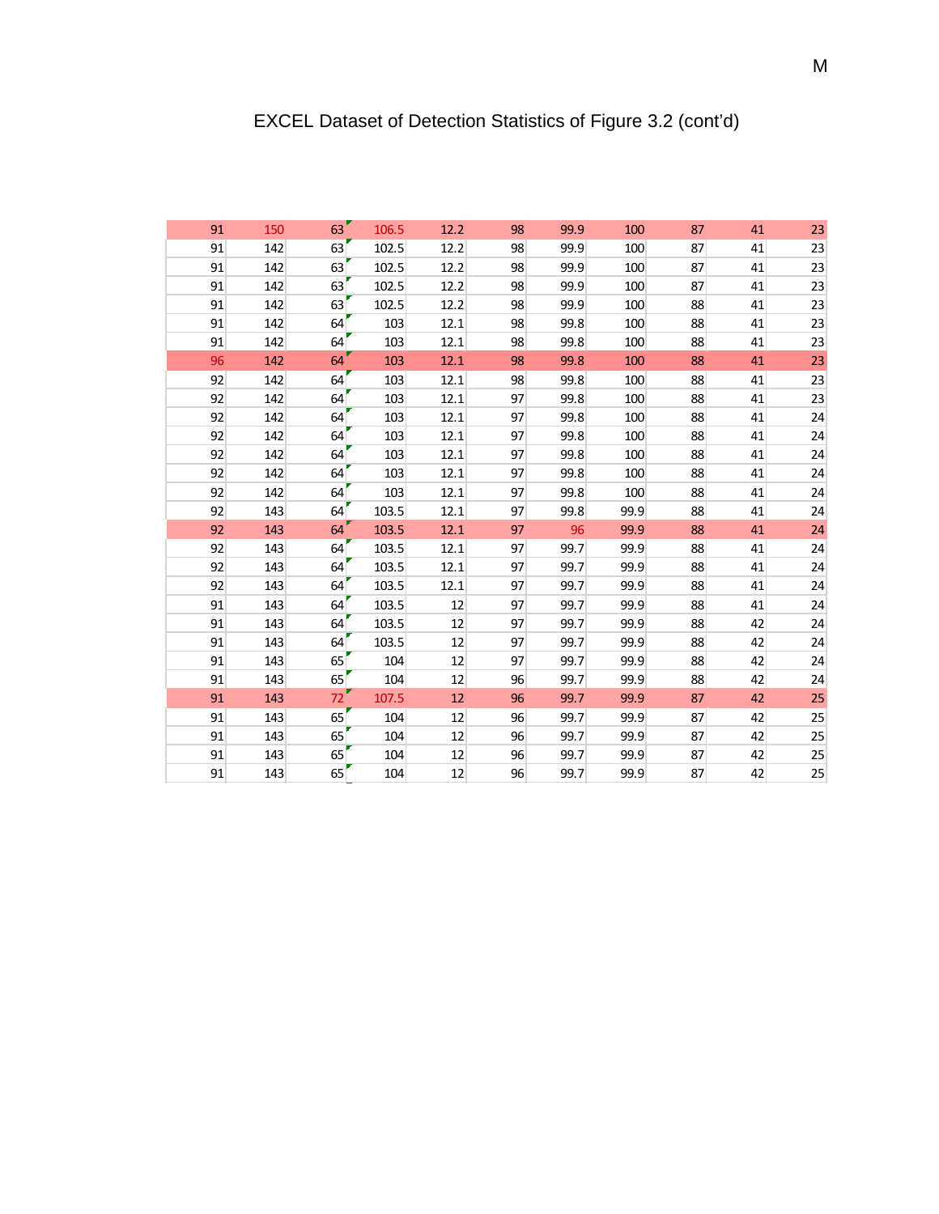EXCEL Dataset of Detection Statistics of Figure 3.2 (cont'd)

| | | | | | | | | | | |
|---|---|---|---|---|---|---|---|---|---|---|
| 91 | 150 | 63 | 106.5 | 12.2 | 98 | 99.9 | 100 | 87 | 41 | 23 |
| 91 | 142 | 63 | 102.5 | 12.2 | 98 | 99.9 | 100 | 87 | 41 | 23 |
| 91 | 142 | 63 | 102.5 | 12.2 | 98 | 99.9 | 100 | 87 | 41 | 23 |
| 91 | 142 | 63 | 102.5 | 12.2 | 98 | 99.9 | 100 | 87 | 41 | 23 |
| 91 | 142 | 63 | 102.5 | 12.2 | 98 | 99.9 | 100 | 88 | 41 | 23 |
| 91 | 142 | 64 | 103 | 12.1 | 98 | 99.8 | 100 | 88 | 41 | 23 |
| 91 | 142 | 64 | 103 | 12.1 | 98 | 99.8 | 100 | 88 | 41 | 23 |
| 96 | 142 | 64 | 103 | 12.1 | 98 | 99.8 | 100 | 88 | 41 | 23 |
| 92 | 142 | 64 | 103 | 12.1 | 98 | 99.8 | 100 | 88 | 41 | 23 |
| 92 | 142 | 64 | 103 | 12.1 | 97 | 99.8 | 100 | 88 | 41 | 23 |
| 92 | 142 | 64 | 103 | 12.1 | 97 | 99.8 | 100 | 88 | 41 | 24 |
| 92 | 142 | 64 | 103 | 12.1 | 97 | 99.8 | 100 | 88 | 41 | 24 |
| 92 | 142 | 64 | 103 | 12.1 | 97 | 99.8 | 100 | 88 | 41 | 24 |
| 92 | 142 | 64 | 103 | 12.1 | 97 | 99.8 | 100 | 88 | 41 | 24 |
| 92 | 142 | 64 | 103 | 12.1 | 97 | 99.8 | 100 | 88 | 41 | 24 |
| 92 | 143 | 64 | 103.5 | 12.1 | 97 | 99.8 | 99.9 | 88 | 41 | 24 |
| 92 | 143 | 64 | 103.5 | 12.1 | 97 | 96 | 99.9 | 88 | 41 | 24 |
| 92 | 143 | 64 | 103.5 | 12.1 | 97 | 99.7 | 99.9 | 88 | 41 | 24 |
| 92 | 143 | 64 | 103.5 | 12.1 | 97 | 99.7 | 99.9 | 88 | 41 | 24 |
| 92 | 143 | 64 | 103.5 | 12.1 | 97 | 99.7 | 99.9 | 88 | 41 | 24 |
| 91 | 143 | 64 | 103.5 | 12 | 97 | 99.7 | 99.9 | 88 | 41 | 24 |
| 91 | 143 | 64 | 103.5 | 12 | 97 | 99.7 | 99.9 | 88 | 42 | 24 |
| 91 | 143 | 64 | 103.5 | 12 | 97 | 99.7 | 99.9 | 88 | 42 | 24 |
| 91 | 143 | 65 | 104 | 12 | 97 | 99.7 | 99.9 | 88 | 42 | 24 |
| 91 | 143 | 65 | 104 | 12 | 96 | 99.7 | 99.9 | 88 | 42 | 24 |
| 91 | 143 | 72 | 107.5 | 12 | 96 | 99.7 | 99.9 | 87 | 42 | 25 |
| 91 | 143 | 65 | 104 | 12 | 96 | 99.7 | 99.9 | 87 | 42 | 25 |
| 91 | 143 | 65 | 104 | 12 | 96 | 99.7 | 99.9 | 87 | 42 | 25 |
| 91 | 143 | 65 | 104 | 12 | 96 | 99.7 | 99.9 | 87 | 42 | 25 |
| 91 | 143 | 65 | 104 | 12 | 96 | 99.7 | 99.9 | 87 | 42 | 25 |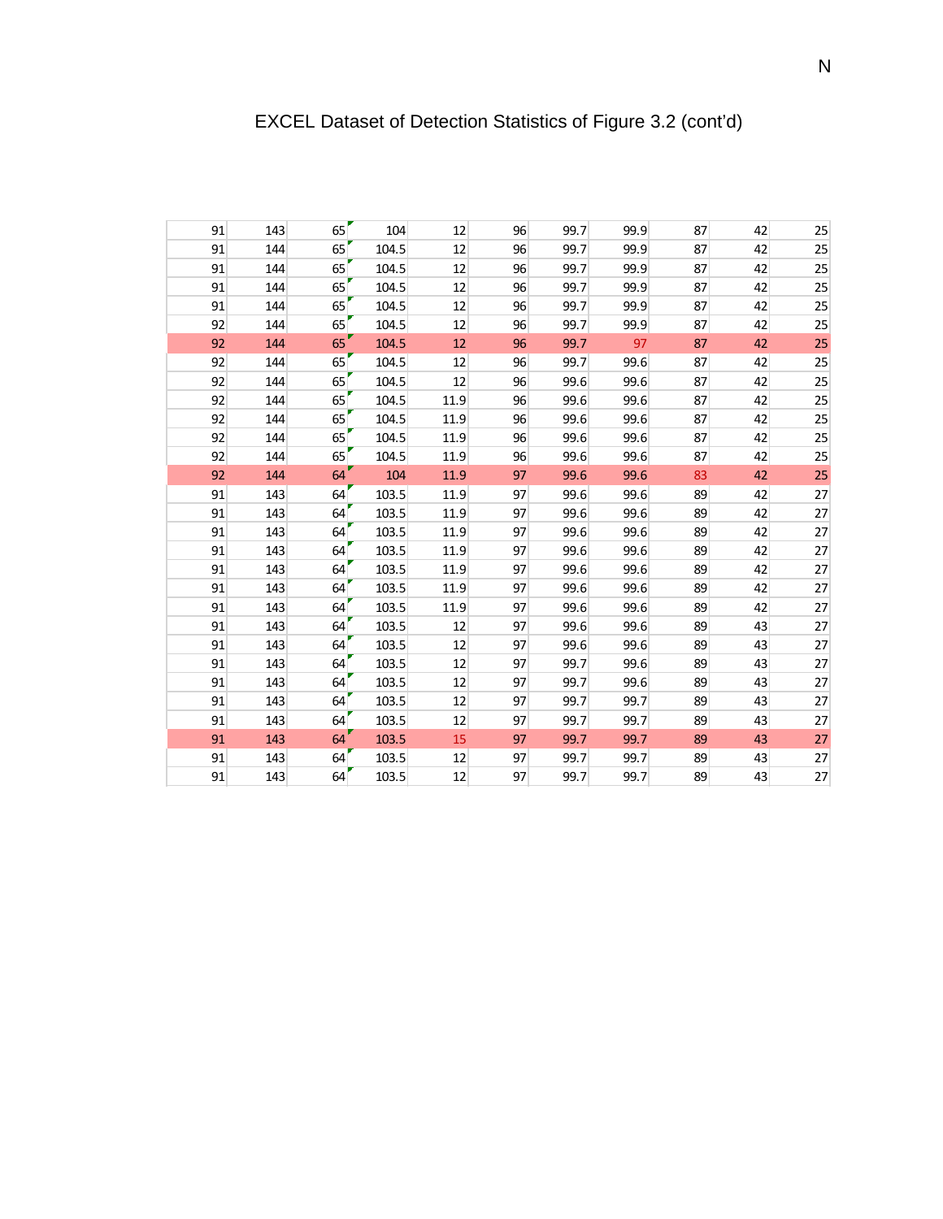# EXCEL Dataset of Detection Statistics of Figure 3.2 (cont'd)

| | | | | | | | | | | |
|---|---|---|---|---|---|---|---|---|---|---|
| 91 | 143 | 65 | 104 | 12 | 96 | 99.7 | 99.9 | 87 | 42 | 25 |
| 91 | 144 | 65 | 104.5 | 12 | 96 | 99.7 | 99.9 | 87 | 42 | 25 |
| 91 | 144 | 65 | 104.5 | 12 | 96 | 99.7 | 99.9 | 87 | 42 | 25 |
| 91 | 144 | 65 | 104.5 | 12 | 96 | 99.7 | 99.9 | 87 | 42 | 25 |
| 91 | 144 | 65 | 104.5 | 12 | 96 | 99.7 | 99.9 | 87 | 42 | 25 |
| 92 | 144 | 65 | 104.5 | 12 | 96 | 99.7 | 99.9 | 87 | 42 | 25 |
| 92 | 144 | 65 | 104.5 | 12 | 96 | 99.7 | 97 | 87 | 42 | 25 |
| 92 | 144 | 65 | 104.5 | 12 | 96 | 99.7 | 99.6 | 87 | 42 | 25 |
| 92 | 144 | 65 | 104.5 | 12 | 96 | 99.6 | 99.6 | 87 | 42 | 25 |
| 92 | 144 | 65 | 104.5 | 11.9 | 96 | 99.6 | 99.6 | 87 | 42 | 25 |
| 92 | 144 | 65 | 104.5 | 11.9 | 96 | 99.6 | 99.6 | 87 | 42 | 25 |
| 92 | 144 | 65 | 104.5 | 11.9 | 96 | 99.6 | 99.6 | 87 | 42 | 25 |
| 92 | 144 | 65 | 104.5 | 11.9 | 96 | 99.6 | 99.6 | 87 | 42 | 25 |
| 92 | 144 | 64 | 104 | 11.9 | 97 | 99.6 | 99.6 | 83 | 42 | 25 |
| 91 | 143 | 64 | 103.5 | 11.9 | 97 | 99.6 | 99.6 | 89 | 42 | 27 |
| 91 | 143 | 64 | 103.5 | 11.9 | 97 | 99.6 | 99.6 | 89 | 42 | 27 |
| 91 | 143 | 64 | 103.5 | 11.9 | 97 | 99.6 | 99.6 | 89 | 42 | 27 |
| 91 | 143 | 64 | 103.5 | 11.9 | 97 | 99.6 | 99.6 | 89 | 42 | 27 |
| 91 | 143 | 64 | 103.5 | 11.9 | 97 | 99.6 | 99.6 | 89 | 42 | 27 |
| 91 | 143 | 64 | 103.5 | 11.9 | 97 | 99.6 | 99.6 | 89 | 42 | 27 |
| 91 | 143 | 64 | 103.5 | 11.9 | 97 | 99.6 | 99.6 | 89 | 42 | 27 |
| 91 | 143 | 64 | 103.5 | 12 | 97 | 99.6 | 99.6 | 89 | 43 | 27 |
| 91 | 143 | 64 | 103.5 | 12 | 97 | 99.6 | 99.6 | 89 | 43 | 27 |
| 91 | 143 | 64 | 103.5 | 12 | 97 | 99.7 | 99.6 | 89 | 43 | 27 |
| 91 | 143 | 64 | 103.5 | 12 | 97 | 99.7 | 99.6 | 89 | 43 | 27 |
| 91 | 143 | 64 | 103.5 | 12 | 97 | 99.7 | 99.7 | 89 | 43 | 27 |
| 91 | 143 | 64 | 103.5 | 12 | 97 | 99.7 | 99.7 | 89 | 43 | 27 |
| 91 | 143 | 64 | 103.5 | 15 | 97 | 99.7 | 99.7 | 89 | 43 | 27 |
| 91 | 143 | 64 | 103.5 | 12 | 97 | 99.7 | 99.7 | 89 | 43 | 27 |
| 91 | 143 | 64 | 103.5 | 12 | 97 | 99.7 | 99.7 | 89 | 43 | 27 |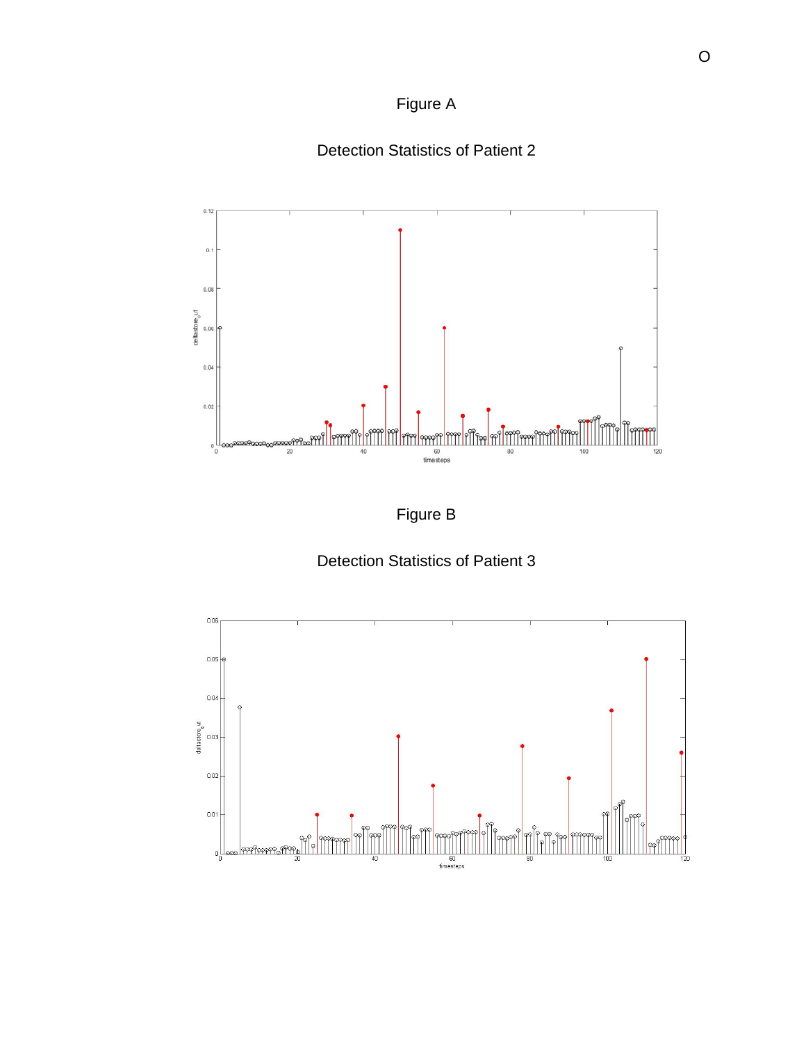Figure A

Detection Statistics of Patient 2

0.12
0.1
0.08
0.06
0.04
0.02
0
deltastore_ut
0
20
40
60
80
100
120
timesteps

Figure B

Detection Statistics of Patient 3

0.06
0.05
0.04
0.03
0.02
0.01
0
deltastore_ut
0
20
40
60
80
100
120
timesteps